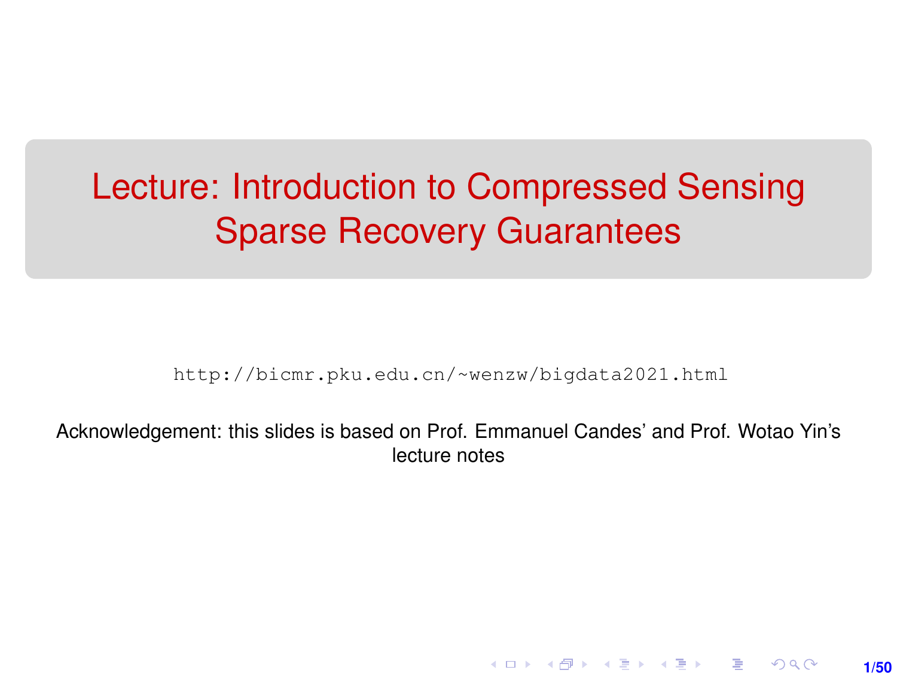# Lecture: Introduction to Compressed Sensing Sparse Recovery Guarantees

http://bicmr.pku.edu.cn/~wenzw/bigdata2021.html

Acknowledgement: this slides is based on Prof. Emmanuel Candes' and Prof. Wotao Yin's lecture notes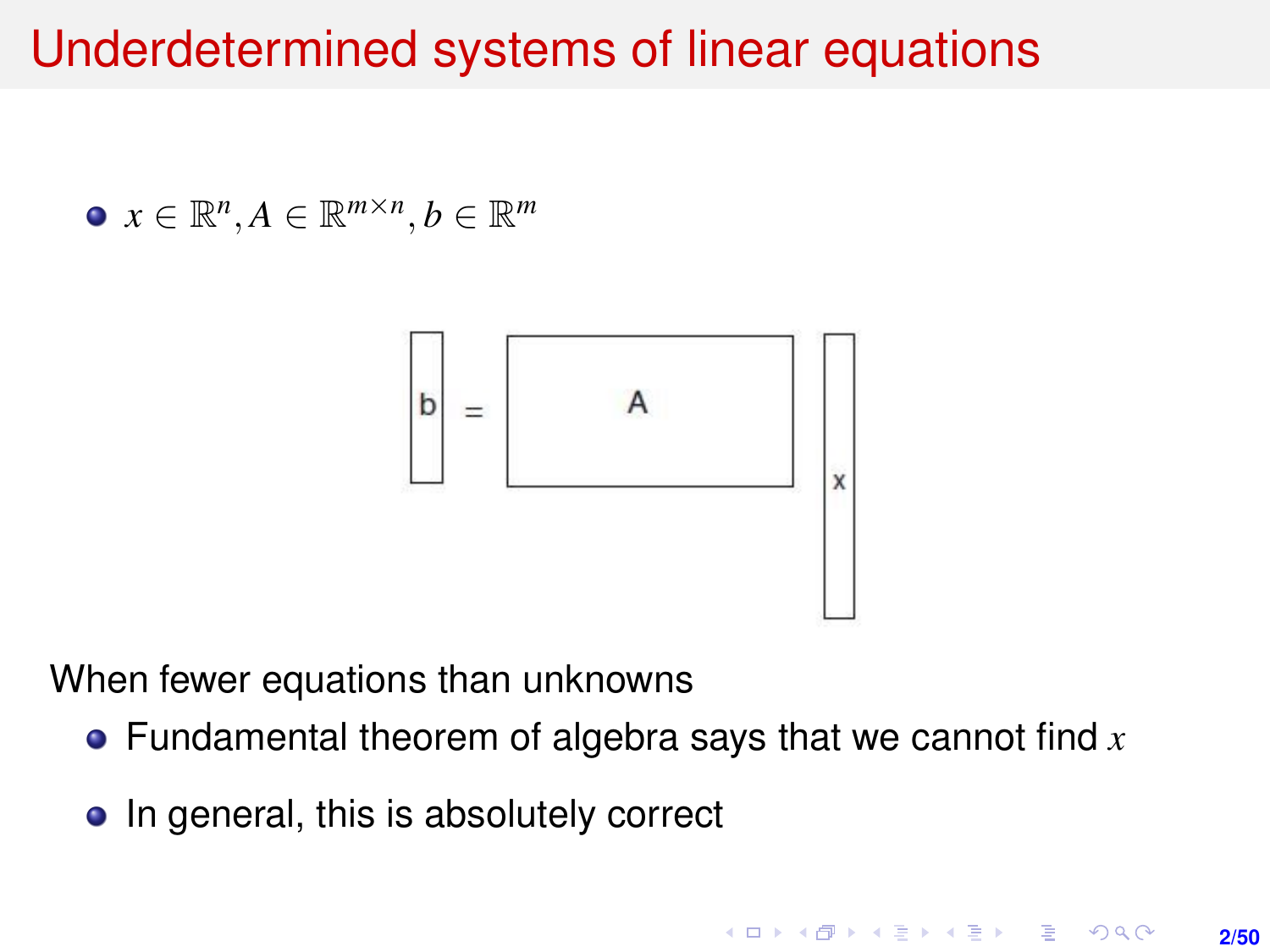# Underdetermined systems of linear equations

- $x \in \mathbb{R}^n, A \in \mathbb{R}^{m \times n}, b \in \mathbb{R}^m$

When fewer equations than unknowns

- Fundamental theorem of algebra says that we cannot find $x$
- In general, this is absolutely correct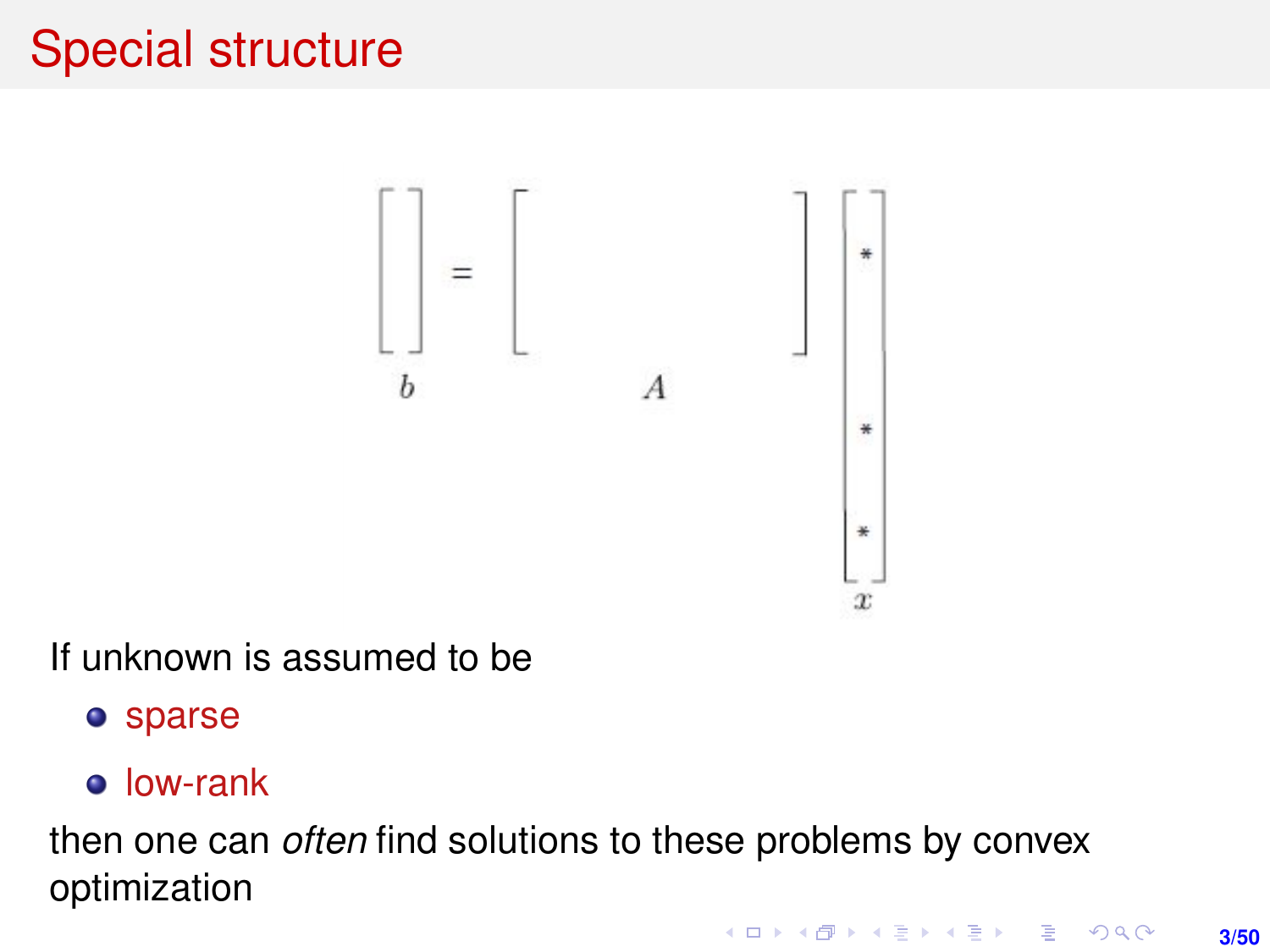# Special structure

$$b = A x$$

If unknown is assumed to be

- sparse
- low-rank

then one can *often* find solutions to these problems by convex optimization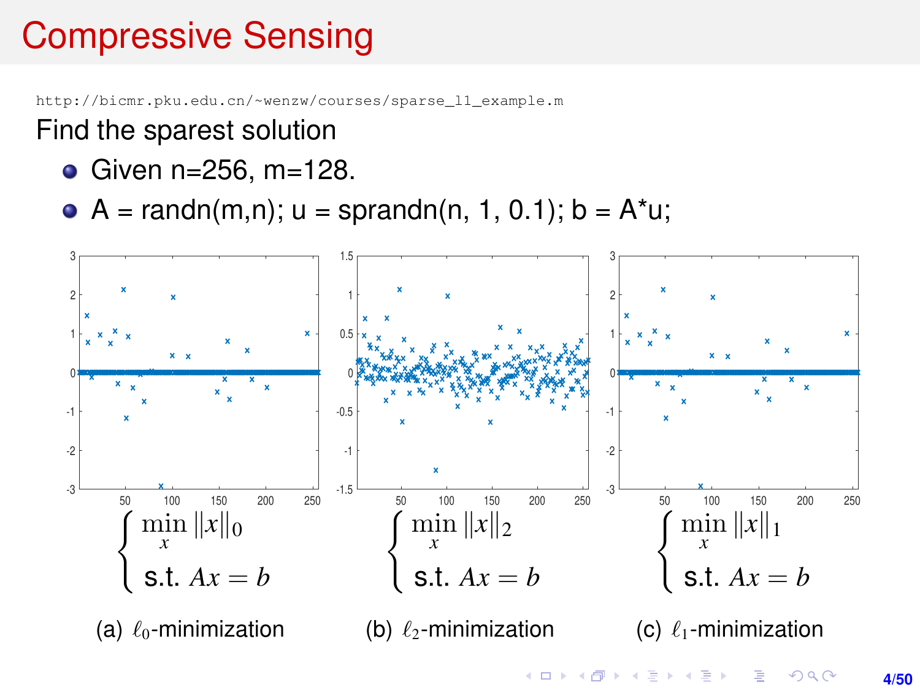# Compressive Sensing

http://bicmr.pku.edu.cn/~wenzw/courses/sparse_l1_example.m

Find the sparest solution

- Given n=256, m=128.
- A = randn(m,n); u = sprandn(n, 1, 0.1); b = A*u;

$$\begin{cases} \min_x \|x\|_0 \\ \text{s.t. } Ax = b \end{cases}$$

(a) $\ell_0$-minimization

$$\begin{cases} \min_x \|x\|_2 \\ \text{s.t. } Ax = b \end{cases}$$

(b) $\ell_2$-minimization

$$\begin{cases} \min_x \|x\|_1 \\ \text{s.t. } Ax = b \end{cases}$$

(c) $\ell_1$-minimization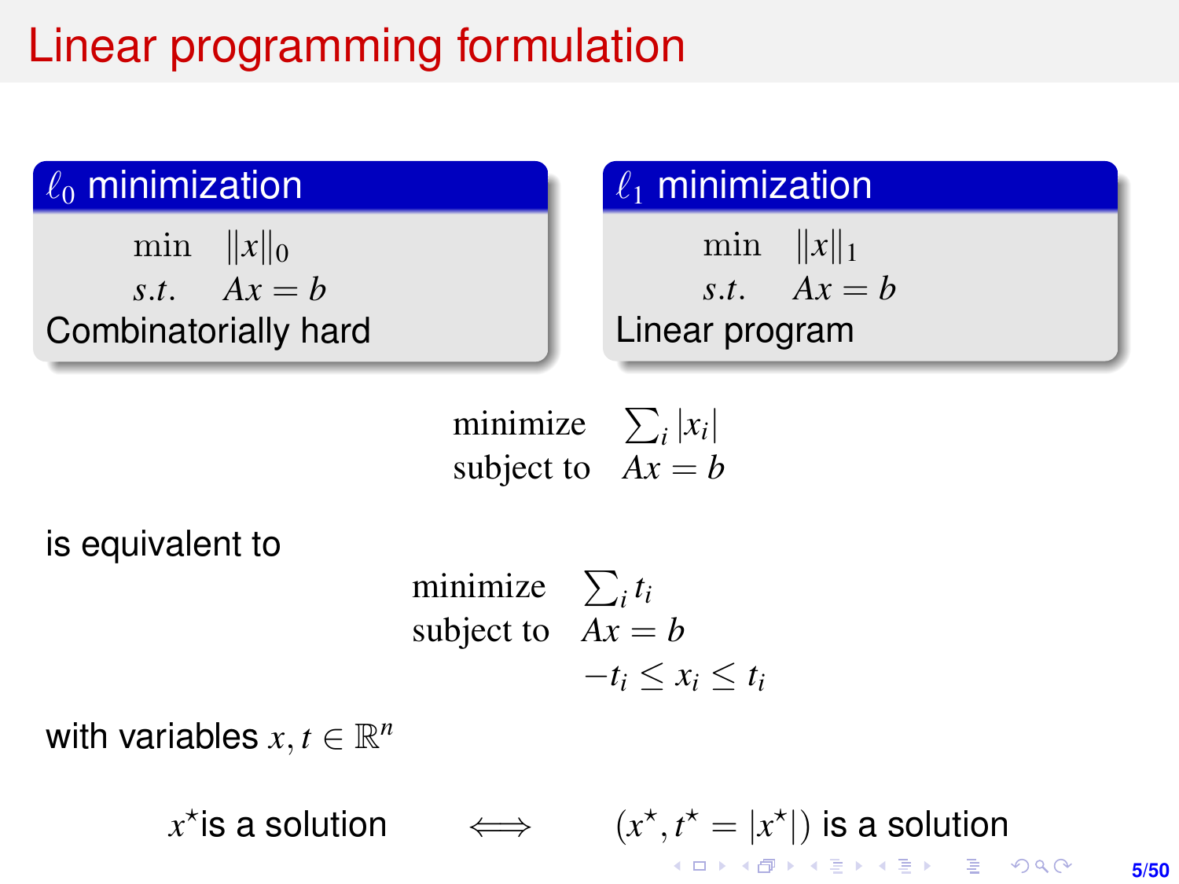# Linear programming formulation

**$\ell_0$ minimization**

$$
\begin{array}{ll}
\min & \|x\|_0 \\
s.t. & Ax = b
\end{array}
$$

Combinatorially hard

**$\ell_1$ minimization**

$$
\begin{array}{ll}
\min & \|x\|_1 \\
s.t. & Ax = b
\end{array}
$$

Linear program

$$
\begin{array}{ll}
\text{minimize} & \sum_i |x_i| \\
\text{subject to} & Ax = b
\end{array}
$$

is equivalent to

$$
\begin{array}{ll}
\text{minimize} & \sum_i t_i \\
\text{subject to} & Ax = b \\
 & -t_i \leq x_i \leq t_i
\end{array}
$$

with variables $x, t \in \mathbb{R}^n$

$$
x^\star \text{ is a solution} \quad \Longleftrightarrow \quad (x^\star, t^\star = |x^\star|) \text{ is a solution}
$$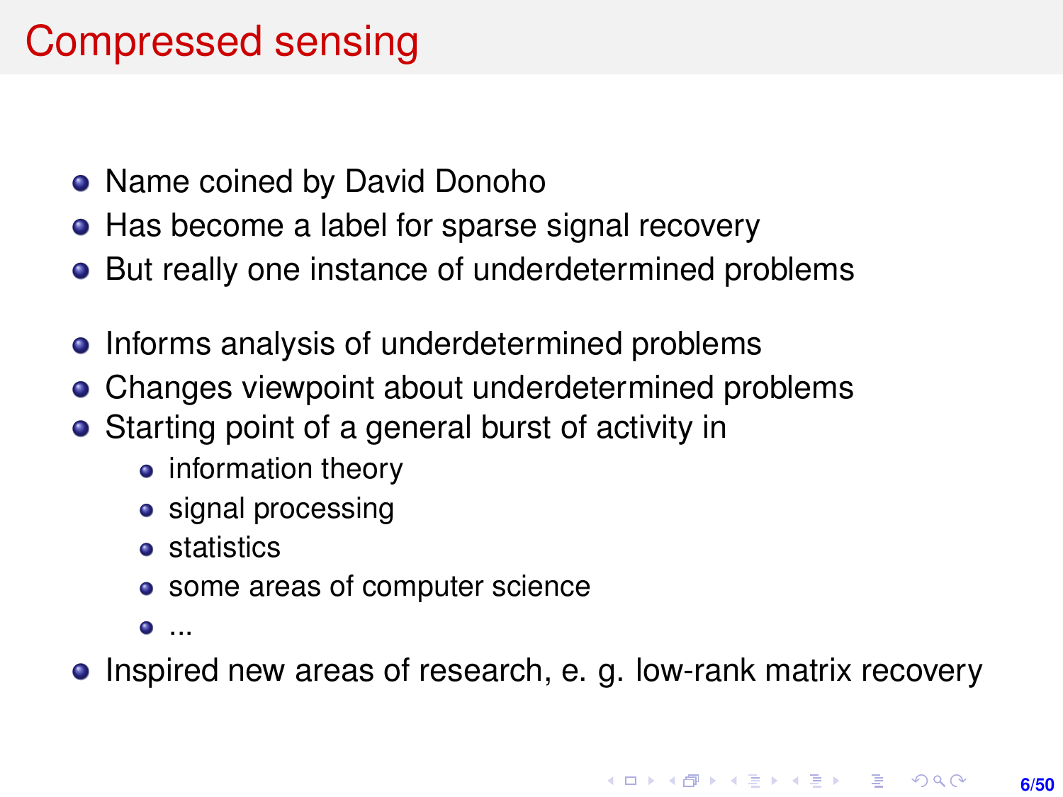# Compressed sensing

- Name coined by David Donoho
- Has become a label for sparse signal recovery
- But really one instance of underdetermined problems

- Informs analysis of underdetermined problems
- Changes viewpoint about underdetermined problems
- Starting point of a general burst of activity in
  - information theory
  - signal processing
  - statistics
  - some areas of computer science
  - ...
- Inspired new areas of research, e. g. low-rank matrix recovery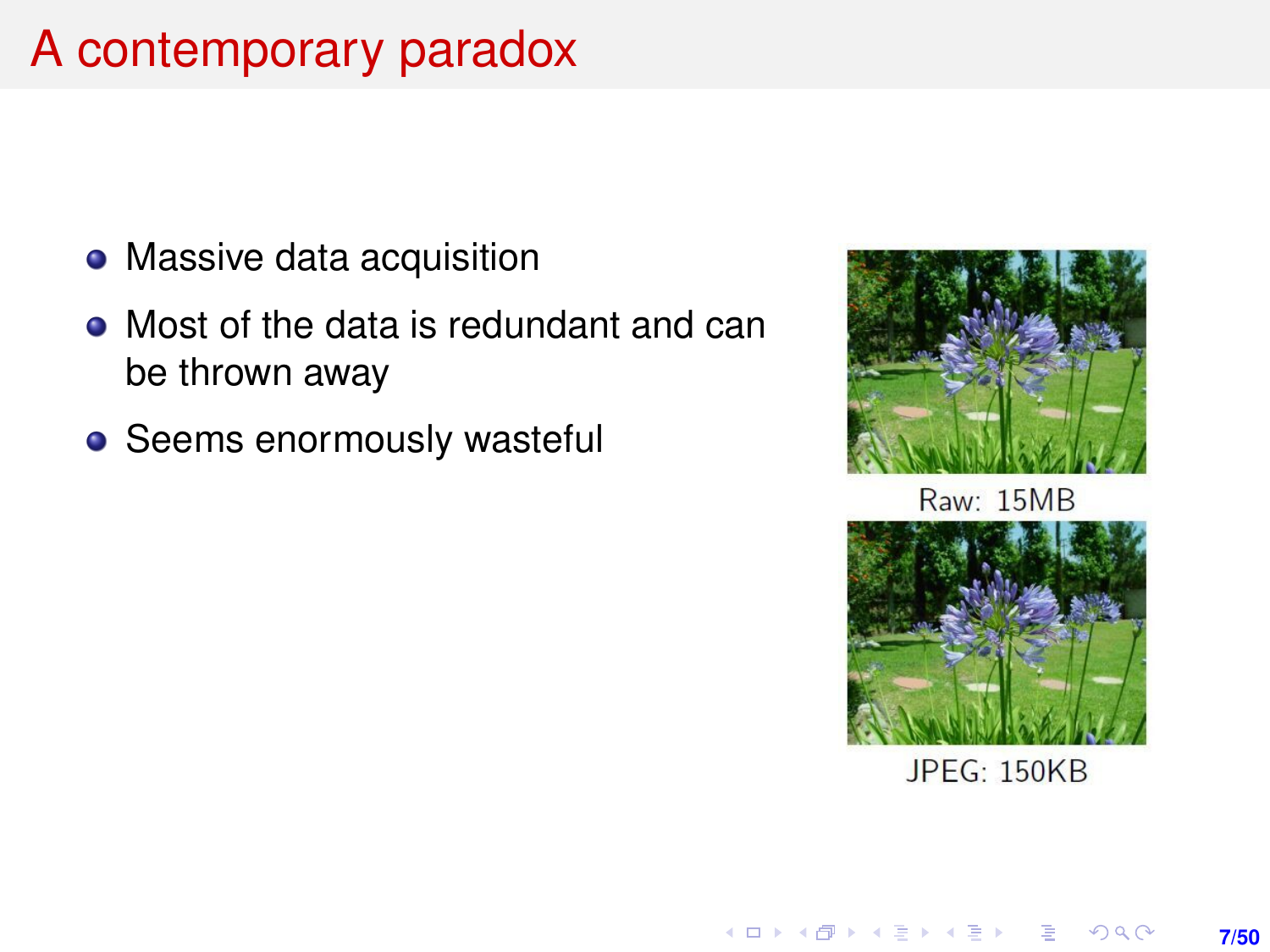# A contemporary paradox

- Massive data acquisition
- Most of the data is redundant and can be thrown away
- Seems enormously wasteful

Raw: 15MB

JPEG: 150KB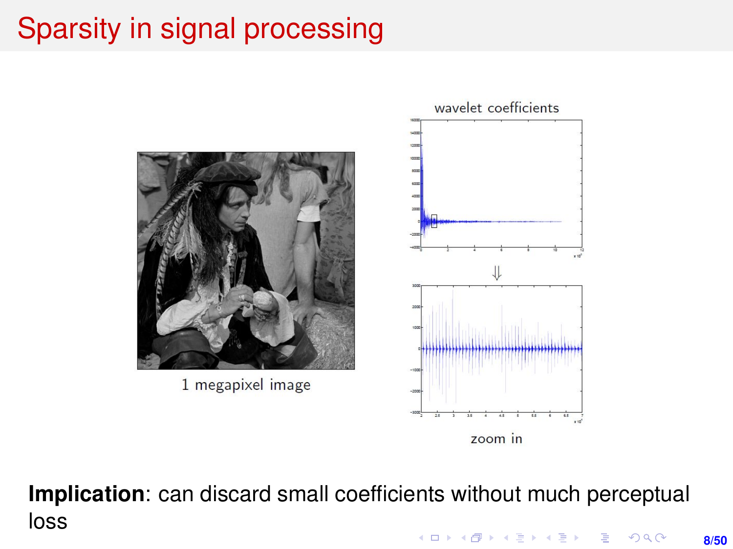# Sparsity in signal processing

1 megapixel image

wavelet coefficients

zoom in

**Implication**: can discard small coefficients without much perceptual loss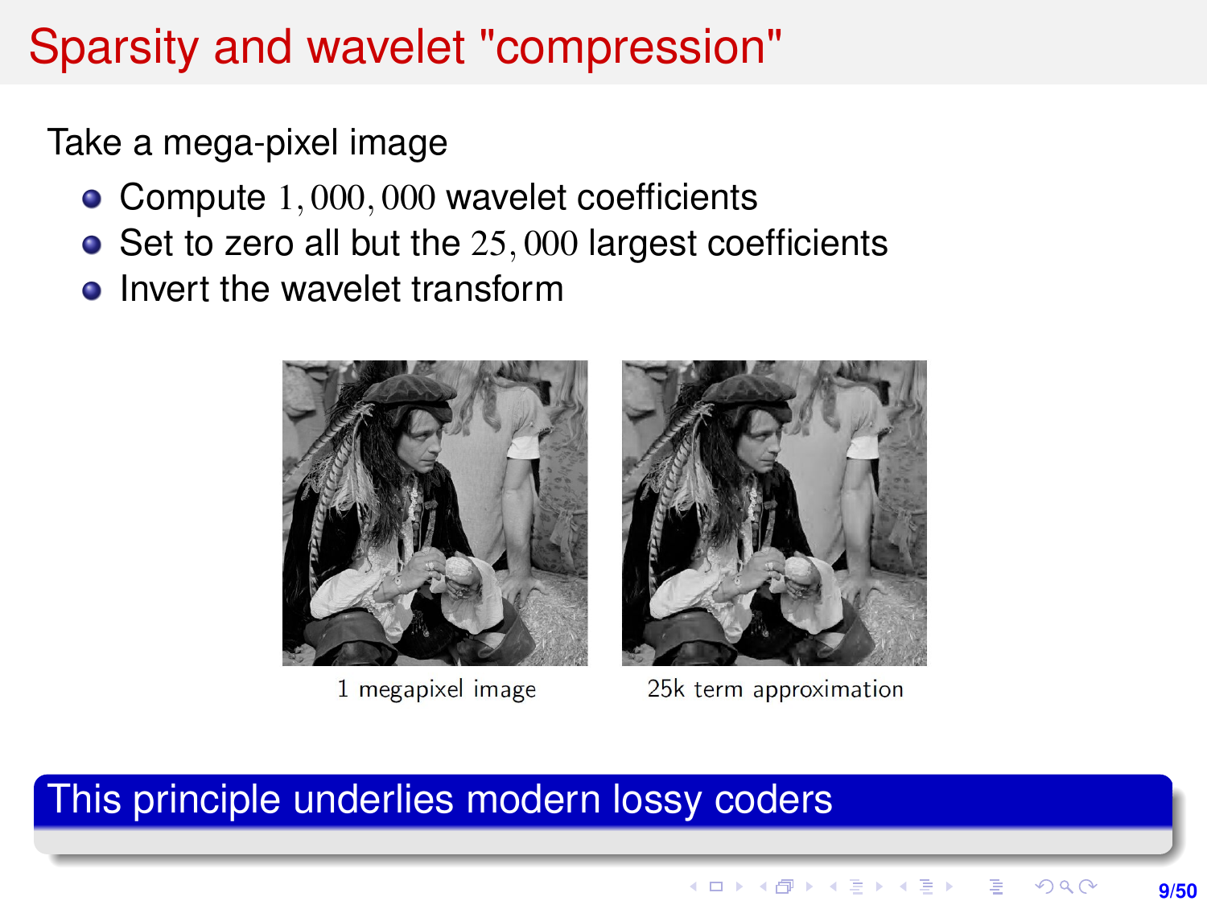# Sparsity and wavelet "compression"

Take a mega-pixel image

- Compute $1,000,000$ wavelet coefficients
- Set to zero all but the $25,000$ largest coefficients
- Invert the wavelet transform

1 megapixel image

25k term approximation

**This principle underlies modern lossy coders**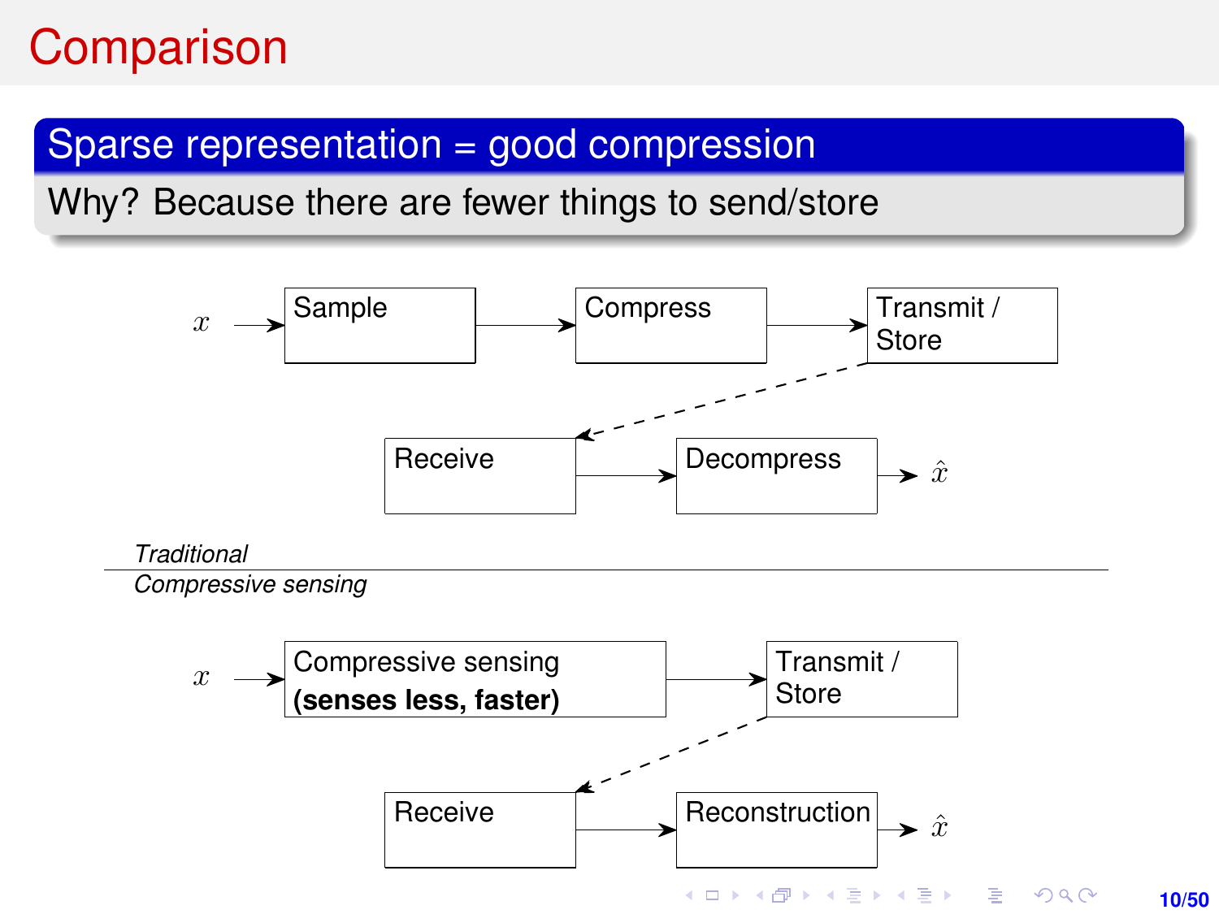# Comparison

## Sparse representation = good compression

Why? Because there are fewer things to send/store

$x$ → Sample → Compress → Transmit / Store ⇢ Receive → Decompress → $\hat{x}$

*Traditional*

---

*Compressive sensing*

$x$ → Compressive sensing **(senses less, faster)** → Transmit / Store ⇢ Receive → Reconstruction → $\hat{x}$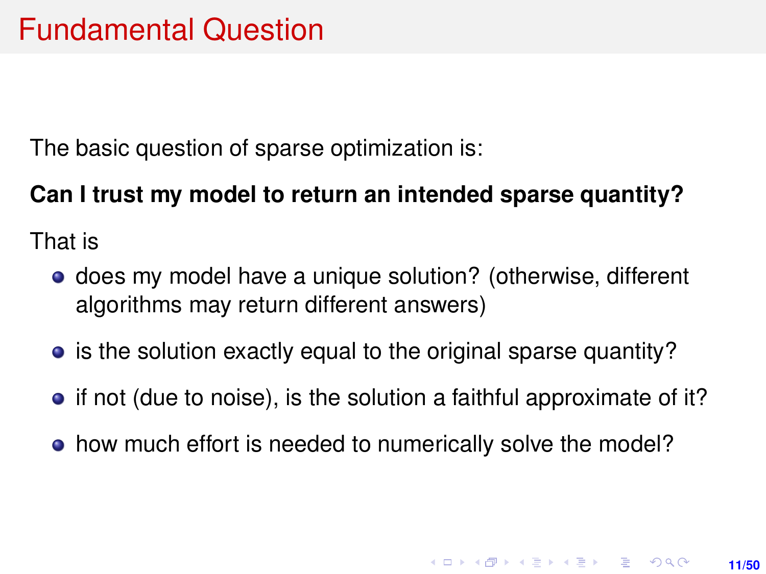# Fundamental Question

The basic question of sparse optimization is:

**Can I trust my model to return an intended sparse quantity?**

That is

- does my model have a unique solution? (otherwise, different algorithms may return different answers)
- is the solution exactly equal to the original sparse quantity?
- if not (due to noise), is the solution a faithful approximate of it?
- how much effort is needed to numerically solve the model?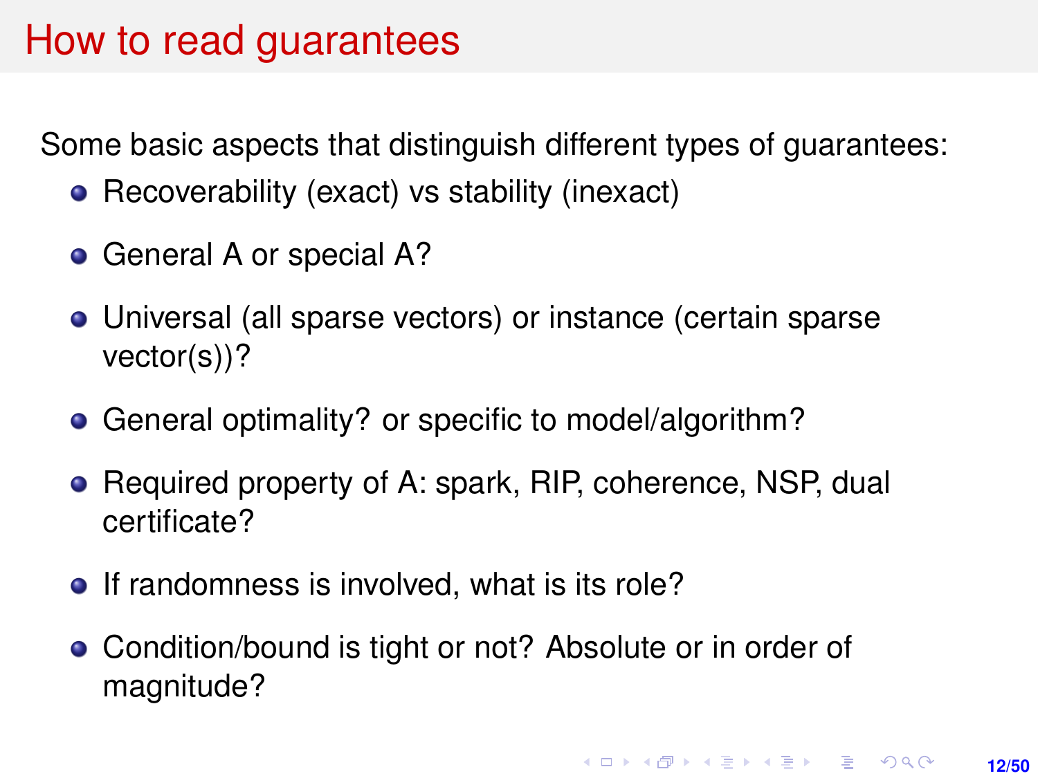# How to read guarantees

Some basic aspects that distinguish different types of guarantees:

- Recoverability (exact) vs stability (inexact)
- General A or special A?
- Universal (all sparse vectors) or instance (certain sparse vector(s))?
- General optimality? or specific to model/algorithm?
- Required property of A: spark, RIP, coherence, NSP, dual certificate?
- If randomness is involved, what is its role?
- Condition/bound is tight or not? Absolute or in order of magnitude?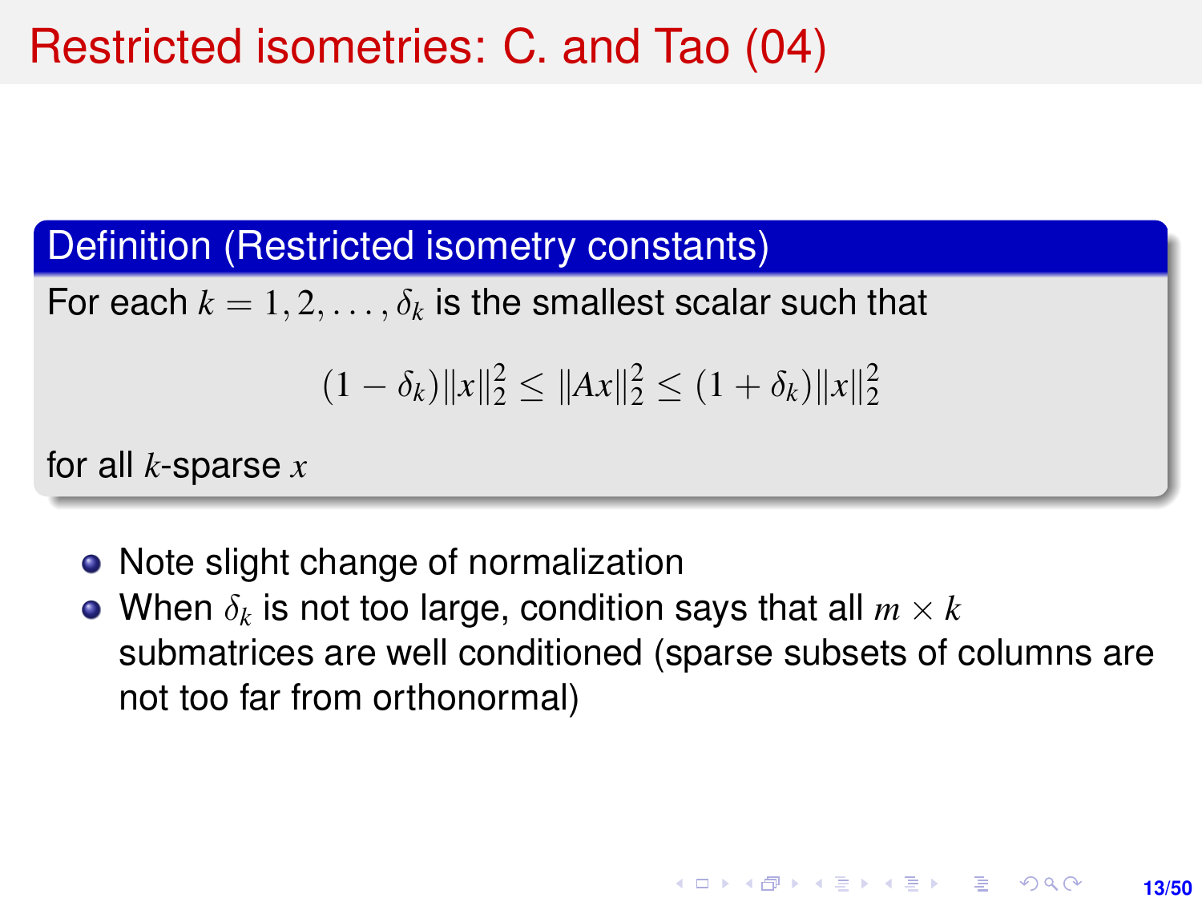# Restricted isometries: C. and Tao (04)

**Definition (Restricted isometry constants)**

For each $k = 1, 2, \ldots, \delta_k$ is the smallest scalar such that

$$(1 - \delta_k)\|x\|_2^2 \leq \|Ax\|_2^2 \leq (1 + \delta_k)\|x\|_2^2$$

for all $k$-sparse $x$

- Note slight change of normalization
- When $\delta_k$ is not too large, condition says that all $m \times k$ submatrices are well conditioned (sparse subsets of columns are not too far from orthonormal)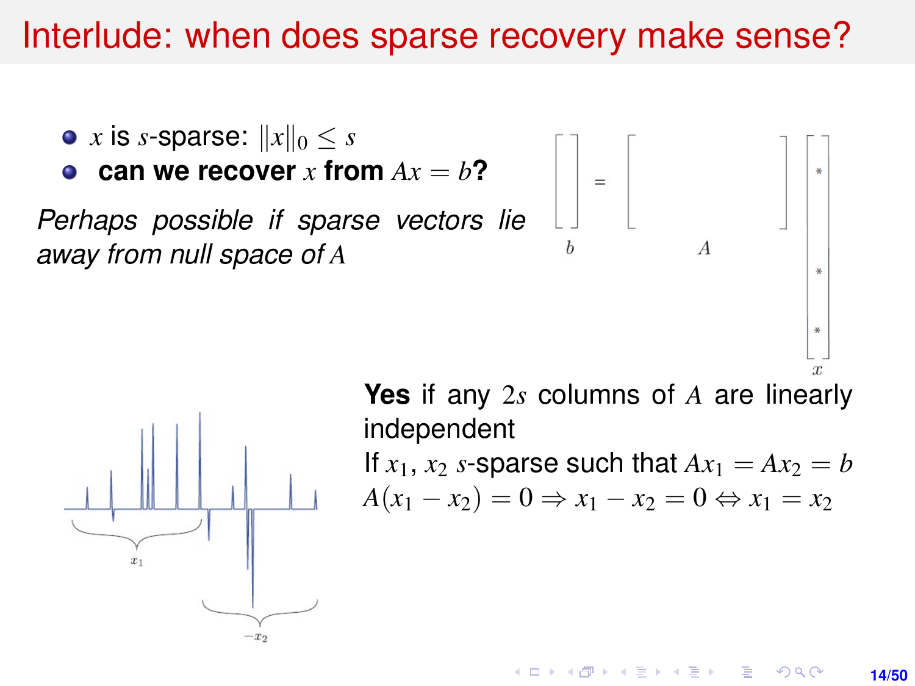# Interlude: when does sparse recovery make sense?

- $x$ is $s$-sparse: $\|x\|_0 \leq s$
- **can we recover $x$ from $Ax = b$?**

*Perhaps possible if sparse vectors lie away from null space of $A$*

**Yes** if any $2s$ columns of $A$ are linearly independent

If $x_1$, $x_2$ $s$-sparse such that $Ax_1 = Ax_2 = b$

$$A(x_1 - x_2) = 0 \Rightarrow x_1 - x_2 = 0 \Leftrightarrow x_1 = x_2$$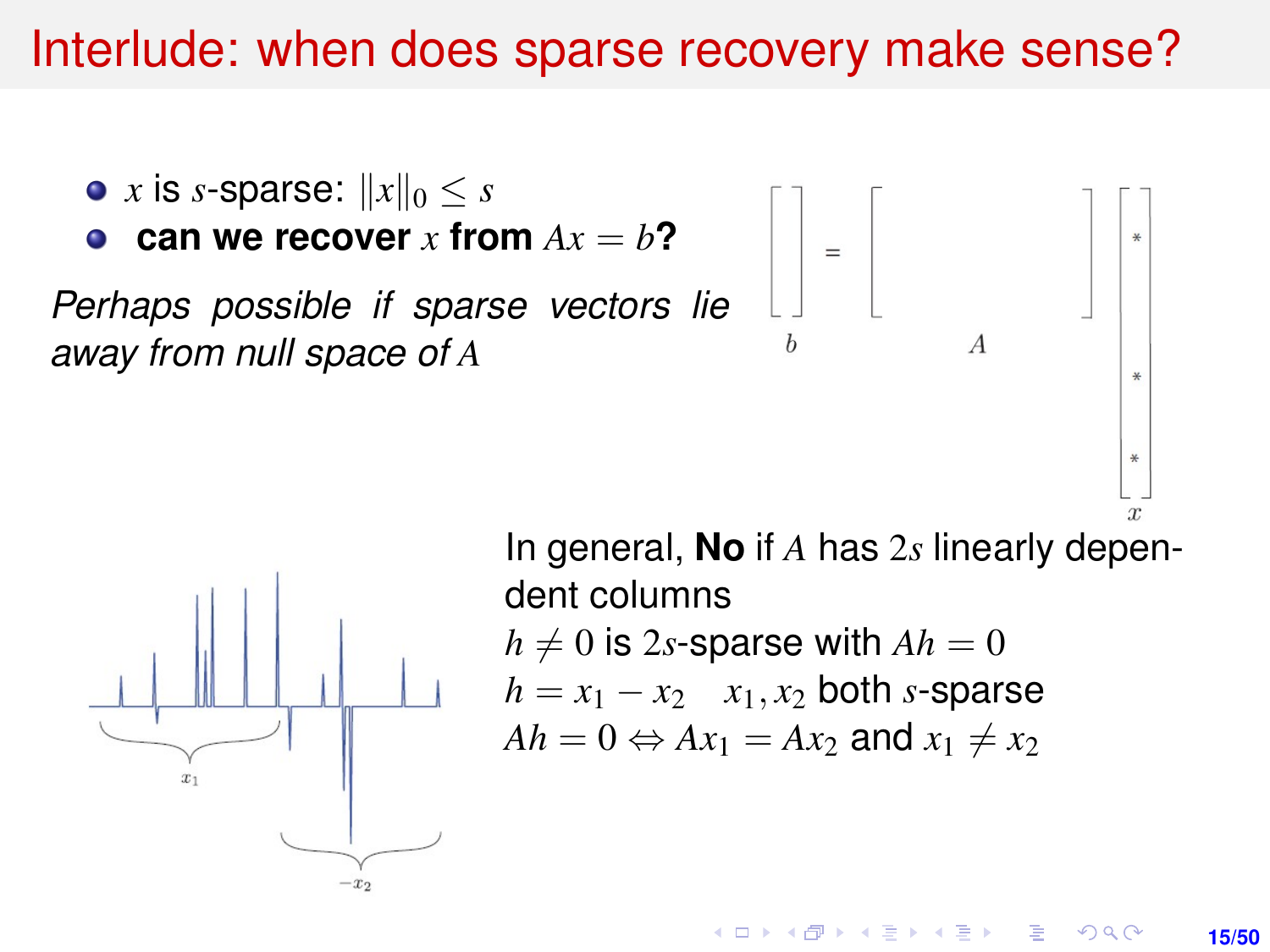# Interlude: when does sparse recovery make sense?

- $x$ is $s$-sparse: $\|x\|_0 \leq s$
- **can we recover $x$ from $Ax = b$?**

*Perhaps possible if sparse vectors lie away from null space of $A$*

In general, **No** if $A$ has $2s$ linearly dependent columns

$h \neq 0$ is $2s$-sparse with $Ah = 0$

$h = x_1 - x_2 \quad x_1, x_2$ both $s$-sparse

$Ah = 0 \Leftrightarrow Ax_1 = Ax_2$ and $x_1 \neq x_2$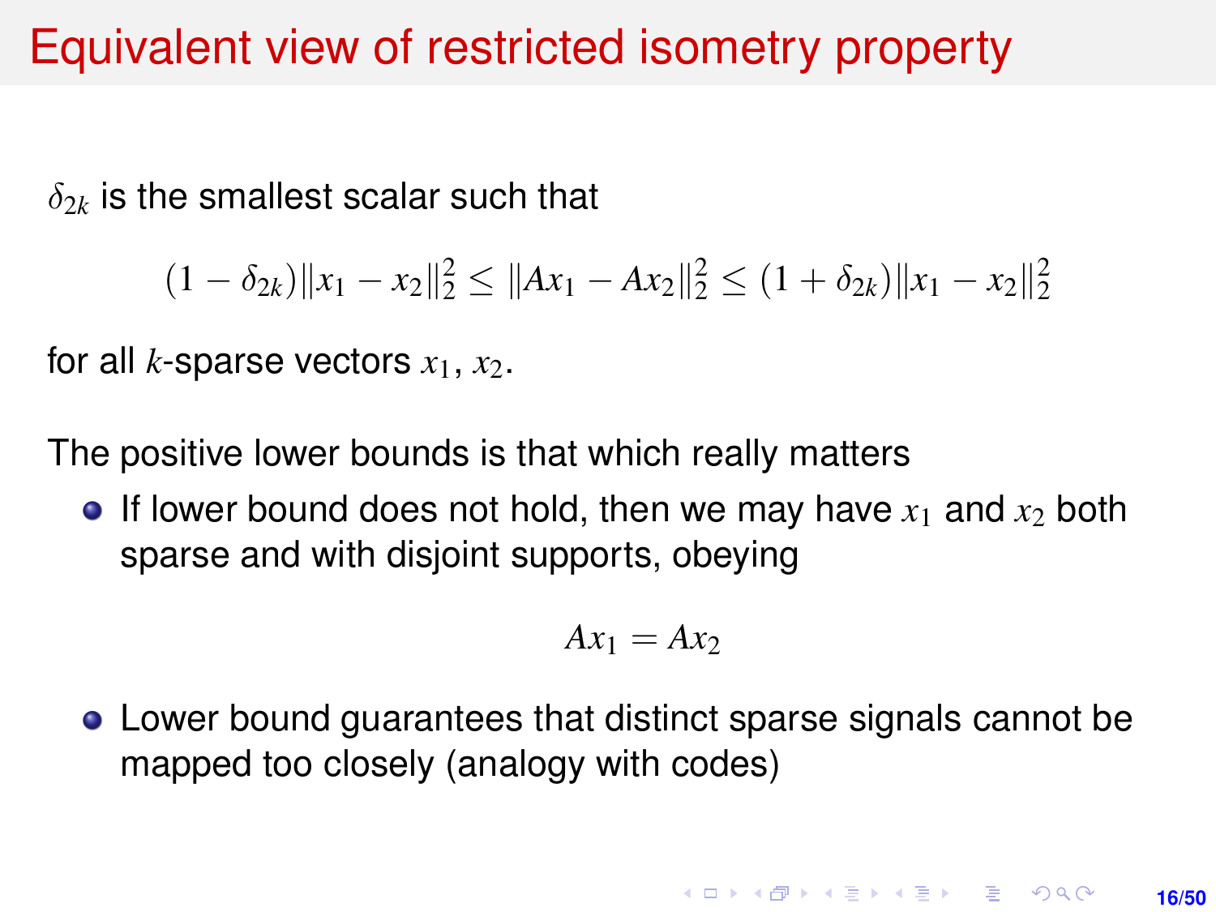# Equivalent view of restricted isometry property

$\delta_{2k}$ is the smallest scalar such that

$$(1 - \delta_{2k})\|x_1 - x_2\|_2^2 \leq \|Ax_1 - Ax_2\|_2^2 \leq (1 + \delta_{2k})\|x_1 - x_2\|_2^2$$

for all $k$-sparse vectors $x_1$, $x_2$.

The positive lower bounds is that which really matters

- If lower bound does not hold, then we may have $x_1$ and $x_2$ both sparse and with disjoint supports, obeying

$$Ax_1 = Ax_2$$

- Lower bound guarantees that distinct sparse signals cannot be mapped too closely (analogy with codes)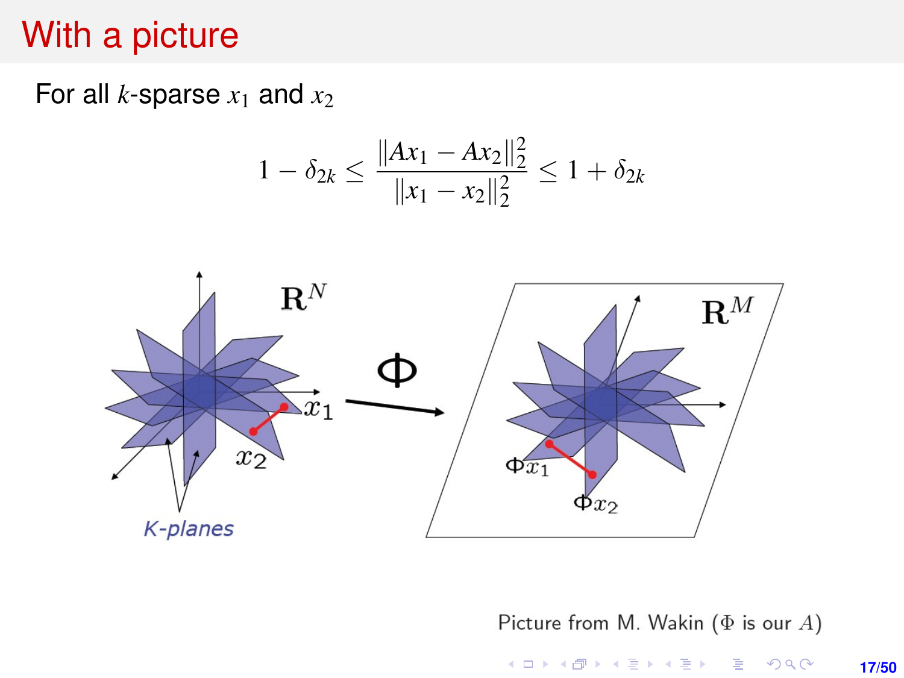# With a picture

For all $k$-sparse $x_1$ and $x_2$

$$1 - \delta_{2k} \leq \frac{\|Ax_1 - Ax_2\|_2^2}{\|x_1 - x_2\|_2^2} \leq 1 + \delta_{2k}$$

Picture from M. Wakin ($\Phi$ is our $A$)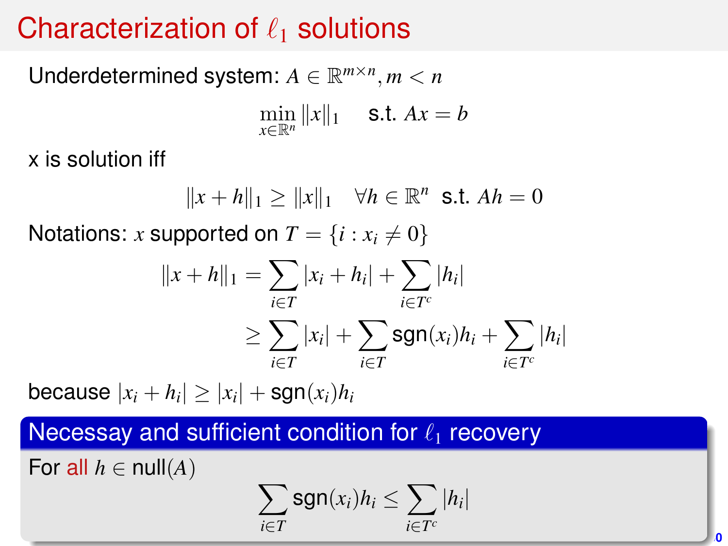# Characterization of $\ell_1$ solutions

Underdetermined system: $A \in \mathbb{R}^{m \times n}, m < n$

$$\min_{x \in \mathbb{R}^n} \|x\|_1 \quad \text{s.t. } Ax = b$$

x is solution iff

$$\|x + h\|_1 \geq \|x\|_1 \quad \forall h \in \mathbb{R}^n \ \text{ s.t. } Ah = 0$$

Notations: $x$ supported on $T = \{i : x_i \neq 0\}$

$$\begin{aligned}
\|x + h\|_1 &= \sum_{i \in T} |x_i + h_i| + \sum_{i \in T^c} |h_i| \\
&\geq \sum_{i \in T} |x_i| + \sum_{i \in T} \text{sgn}(x_i) h_i + \sum_{i \in T^c} |h_i|
\end{aligned}$$

because $|x_i + h_i| \geq |x_i| + \text{sgn}(x_i) h_i$

### Necessay and sufficient condition for $\ell_1$ recovery

For all $h \in \text{null}(A)$

$$\sum_{i \in T} \text{sgn}(x_i) h_i \leq \sum_{i \in T^c} |h_i|$$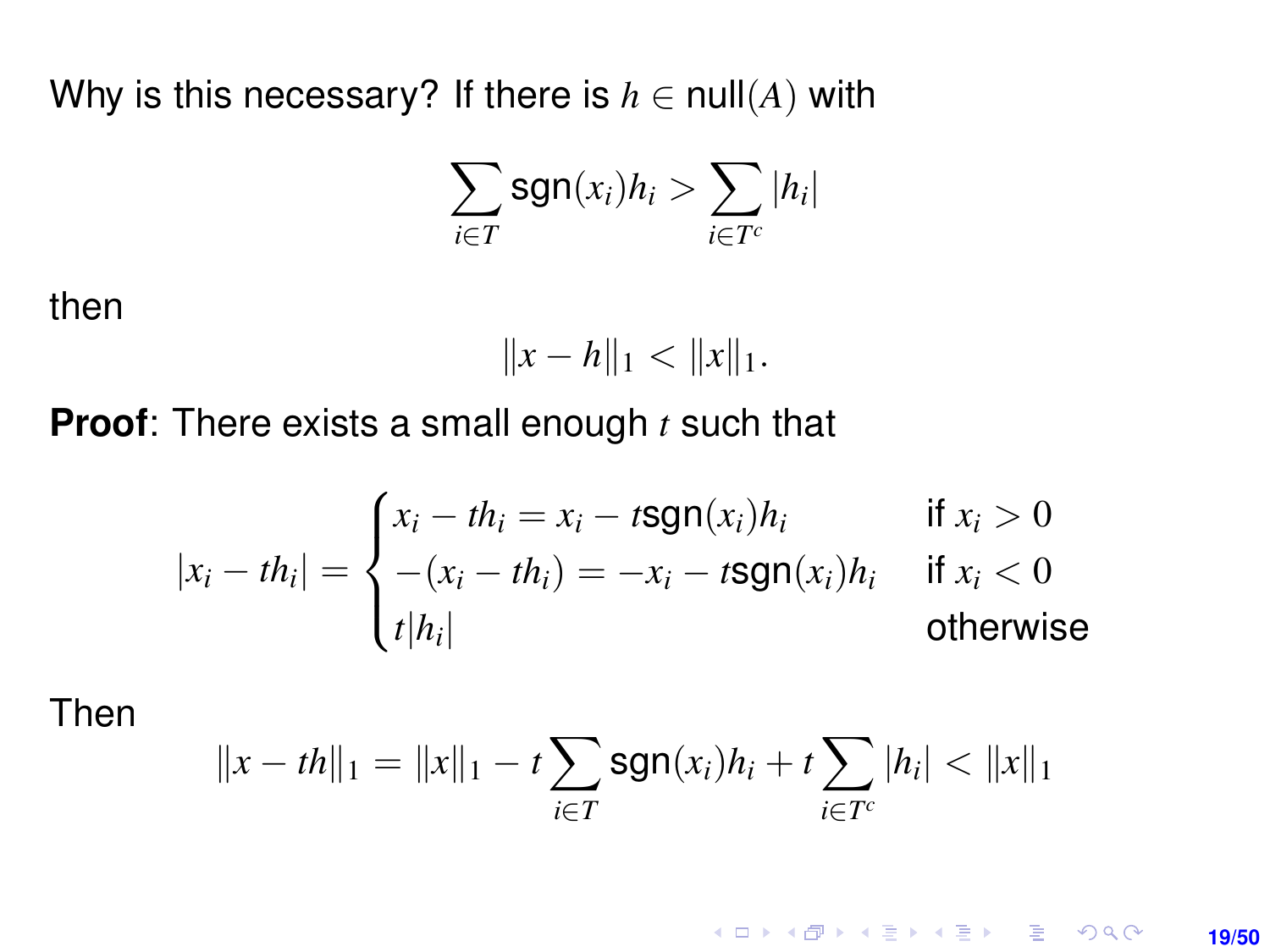Why is this necessary? If there is $h \in \text{null}(A)$ with

$$\sum_{i \in T} \text{sgn}(x_i) h_i > \sum_{i \in T^c} |h_i|$$

then

$$\|x - h\|_1 < \|x\|_1.$$

**Proof**: There exists a small enough $t$ such that

$$|x_i - th_i| = \begin{cases} x_i - th_i = x_i - t\text{sgn}(x_i)h_i & \text{if } x_i > 0 \\ -(x_i - th_i) = -x_i - t\text{sgn}(x_i)h_i & \text{if } x_i < 0 \\ t|h_i| & \text{otherwise} \end{cases}$$

Then

$$\|x - th\|_1 = \|x\|_1 - t \sum_{i \in T} \text{sgn}(x_i) h_i + t \sum_{i \in T^c} |h_i| < \|x\|_1$$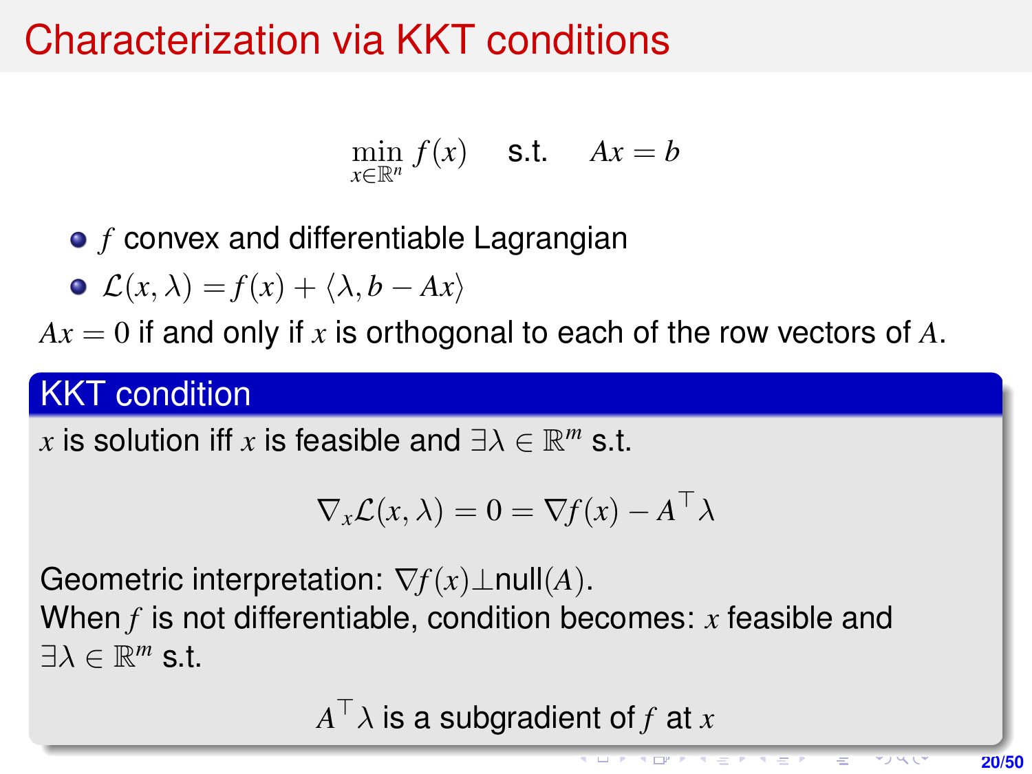# Characterization via KKT conditions

$$\min_{x \in \mathbb{R}^n} f(x) \quad \text{s.t.} \quad Ax = b$$

- $f$ convex and differentiable Lagrangian
- $\mathcal{L}(x, \lambda) = f(x) + \langle \lambda, b - Ax \rangle$

$Ax = 0$ if and only if $x$ is orthogonal to each of the row vectors of $A$.

## KKT condition

$x$ is solution iff $x$ is feasible and $\exists \lambda \in \mathbb{R}^m$ s.t.

$$\nabla_x \mathcal{L}(x, \lambda) = 0 = \nabla f(x) - A^\top \lambda$$

Geometric interpretation: $\nabla f(x) \perp \text{null}(A)$.
When $f$ is not differentiable, condition becomes: $x$ feasible and $\exists \lambda \in \mathbb{R}^m$ s.t.

$$A^\top \lambda \text{ is a subgradient of } f \text{ at } x$$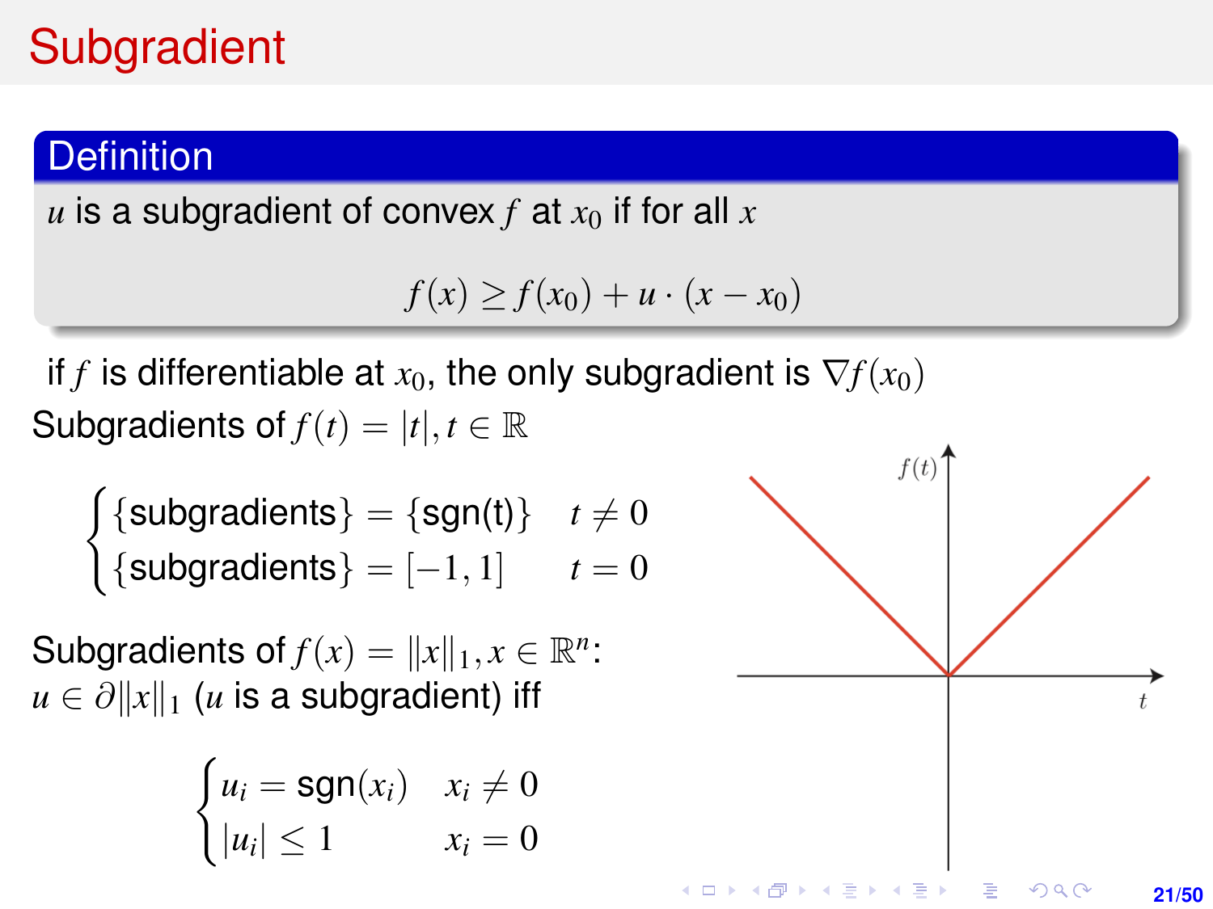# Subgradient

**Definition**

$u$ is a subgradient of convex $f$ at $x_0$ if for all $x$

$$f(x) \geq f(x_0) + u \cdot (x - x_0)$$

if $f$ is differentiable at $x_0$, the only subgradient is $\nabla f(x_0)$

Subgradients of $f(t) = |t|, t \in \mathbb{R}$

$$\begin{cases} \{\text{subgradients}\} = \{\text{sgn(t)}\} & t \neq 0 \\ \{\text{subgradients}\} = [-1, 1] & t = 0 \end{cases}$$

Subgradients of $f(x) = \|x\|_1, x \in \mathbb{R}^n$:
$u \in \partial\|x\|_1$ ($u$ is a subgradient) iff

$$\begin{cases} u_i = \text{sgn}(x_i) & x_i \neq 0 \\ |u_i| \leq 1 & x_i = 0 \end{cases}$$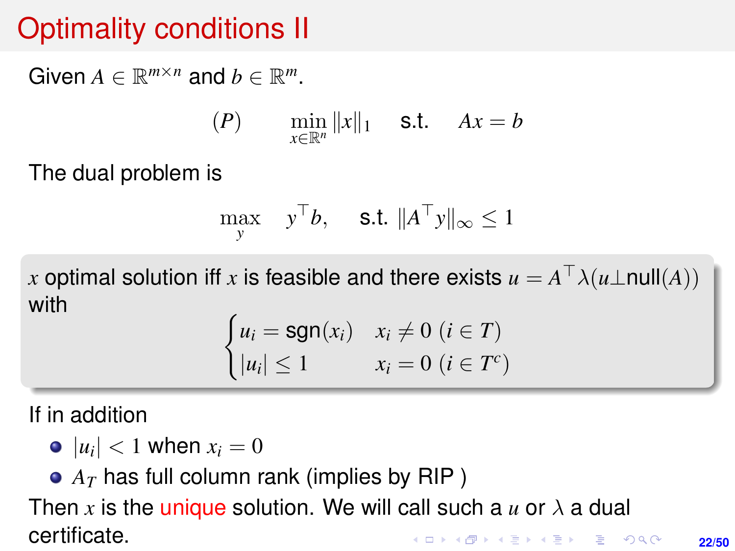# Optimality conditions II

Given $A \in \mathbb{R}^{m \times n}$ and $b \in \mathbb{R}^m$.

$$(P) \qquad \min_{x \in \mathbb{R}^n} \|x\|_1 \quad \text{s.t.} \quad Ax = b$$

The dual problem is

$$\max_{y} \quad y^\top b, \quad \text{s.t. } \|A^\top y\|_\infty \leq 1$$

$x$ optimal solution iff $x$ is feasible and there exists $u = A^\top \lambda (u \perp \text{null}(A))$ with

$$\begin{cases} u_i = \text{sgn}(x_i) & x_i \neq 0 \ (i \in T) \\ |u_i| \leq 1 & x_i = 0 \ (i \in T^c) \end{cases}$$

If in addition

- $|u_i| < 1$ when $x_i = 0$
- $A_T$ has full column rank (implies by RIP )

Then $x$ is the unique solution. We will call such a $u$ or $\lambda$ a dual certificate.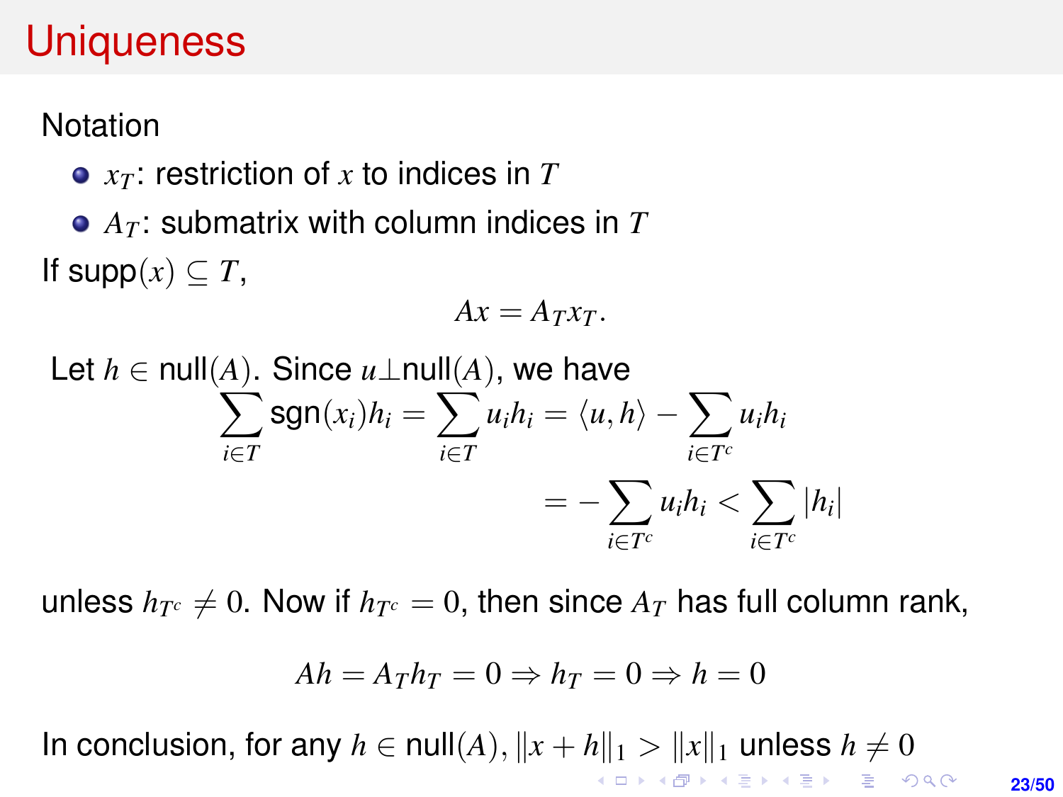# Uniqueness

Notation

- $x_T$: restriction of $x$ to indices in $T$
- $A_T$: submatrix with column indices in $T$

If supp$(x) \subseteq T$,

$$Ax = A_T x_T.$$

Let $h \in$ null$(A)$. Since $u \perp$null$(A)$, we have

$$\sum_{i \in T} \text{sgn}(x_i) h_i = \sum_{i \in T} u_i h_i = \langle u, h \rangle - \sum_{i \in T^c} u_i h_i$$
$$= - \sum_{i \in T^c} u_i h_i < \sum_{i \in T^c} |h_i|$$

unless $h_{T^c} \neq 0$. Now if $h_{T^c} = 0$, then since $A_T$ has full column rank,

$$Ah = A_T h_T = 0 \Rightarrow h_T = 0 \Rightarrow h = 0$$

In conclusion, for any $h \in$ null$(A)$, $\|x + h\|_1 > \|x\|_1$ unless $h \neq 0$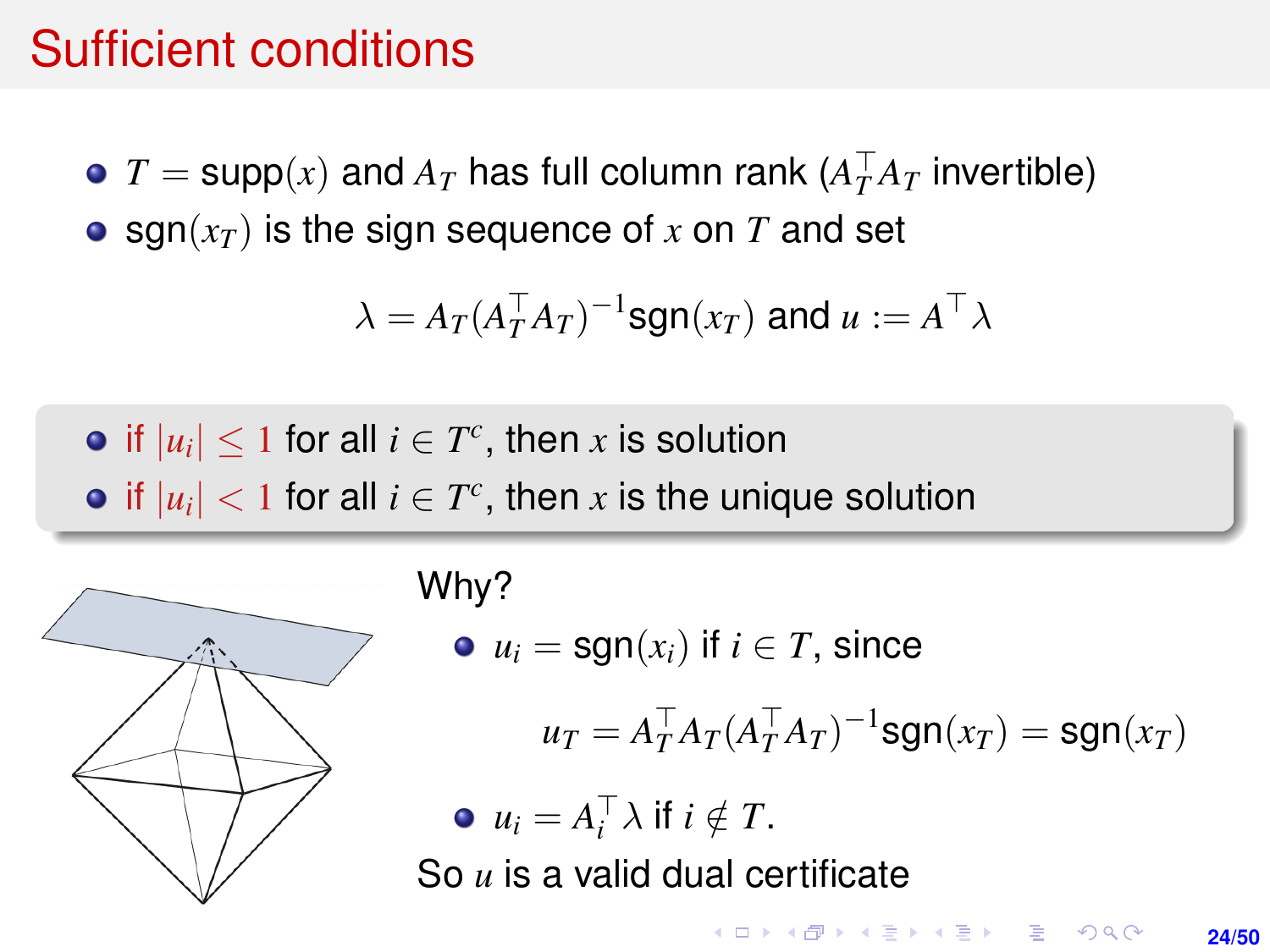# Sufficient conditions

- $T = \text{supp}(x)$ and $A_T$ has full column rank ($A_T^\top A_T$ invertible)
- $\text{sgn}(x_T)$ is the sign sequence of $x$ on $T$ and set

$$\lambda = A_T(A_T^\top A_T)^{-1}\text{sgn}(x_T) \text{ and } u := A^\top \lambda$$

- if $|u_i| \leq 1$ for all $i \in T^c$, then $x$ is solution
- if $|u_i| < 1$ for all $i \in T^c$, then $x$ is the unique solution

Why?

- $u_i = \text{sgn}(x_i)$ if $i \in T$, since

$$u_T = A_T^\top A_T(A_T^\top A_T)^{-1}\text{sgn}(x_T) = \text{sgn}(x_T)$$

- $u_i = A_i^\top \lambda$ if $i \notin T$.

So $u$ is a valid dual certificate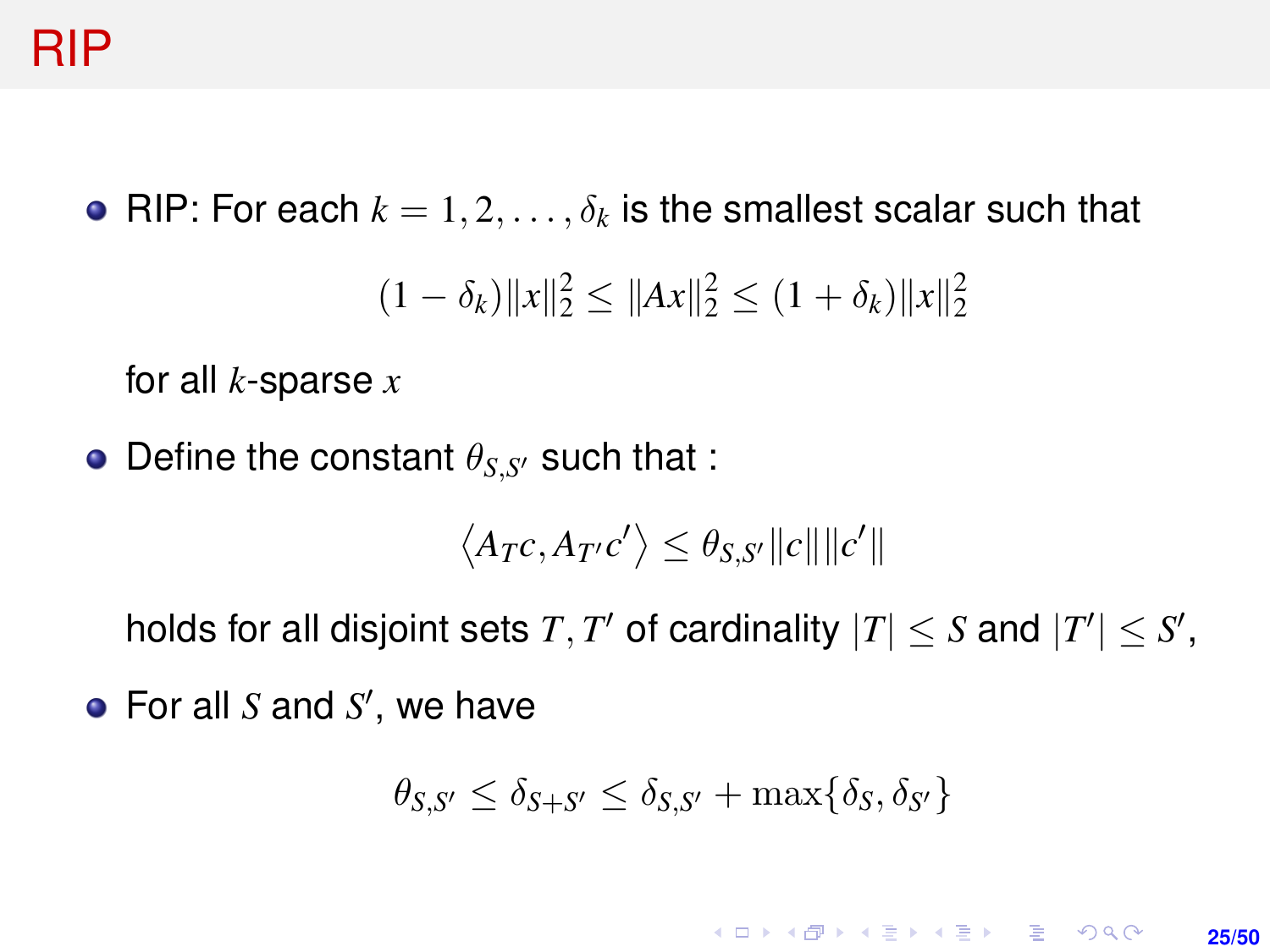# RIP

- RIP: For each $k = 1, 2, \ldots, \delta_k$ is the smallest scalar such that

$$(1 - \delta_k)\|x\|_2^2 \leq \|Ax\|_2^2 \leq (1 + \delta_k)\|x\|_2^2$$

  for all $k$-sparse $x$

- Define the constant $\theta_{S,S'}$ such that :

$$\langle A_T c, A_{T'} c' \rangle \leq \theta_{S,S'} \|c\| \|c'\|$$

  holds for all disjoint sets $T, T'$ of cardinality $|T| \leq S$ and $|T'| \leq S'$,

- For all $S$ and $S'$, we have

$$\theta_{S,S'} \leq \delta_{S+S'} \leq \delta_{S,S'} + \max\{\delta_S, \delta_{S'}\}$$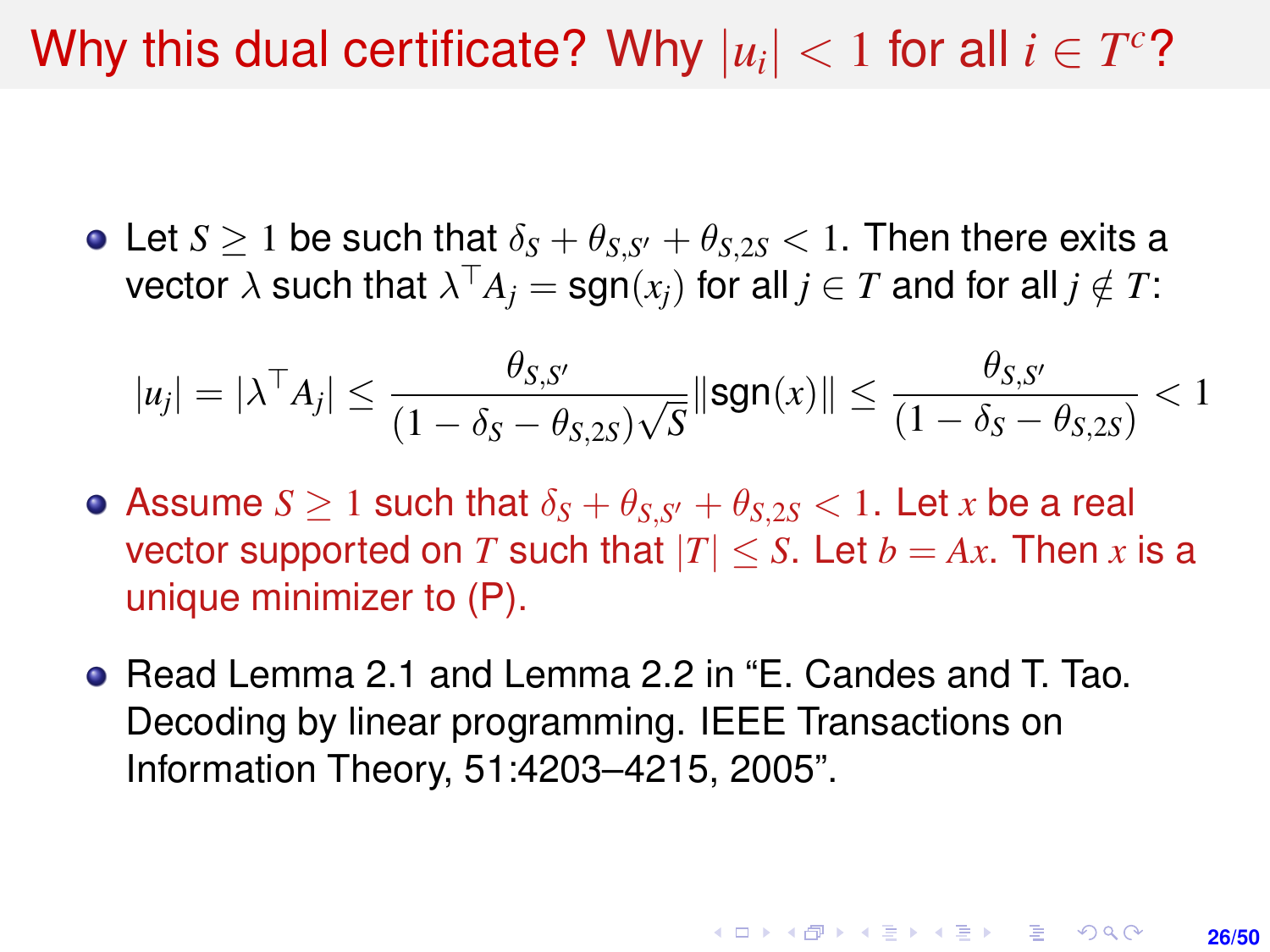# Why this dual certificate? Why $|u_i| < 1$ for all $i \in T^c$?

- Let $S \geq 1$ be such that $\delta_S + \theta_{S,S'} + \theta_{S,2S} < 1$. Then there exits a vector $\lambda$ such that $\lambda^\top A_j = \text{sgn}(x_j)$ for all $j \in T$ and for all $j \notin T$:

$$|u_j| = |\lambda^\top A_j| \leq \frac{\theta_{S,S'}}{(1 - \delta_S - \theta_{S,2S})\sqrt{S}} \|\text{sgn}(x)\| \leq \frac{\theta_{S,S'}}{(1 - \delta_S - \theta_{S,2S})} < 1$$

- Assume $S \geq 1$ such that $\delta_S + \theta_{S,S'} + \theta_{S,2S} < 1$. Let $x$ be a real vector supported on $T$ such that $|T| \leq S$. Let $b = Ax$. Then $x$ is a unique minimizer to (P).

- Read Lemma 2.1 and Lemma 2.2 in "E. Candes and T. Tao. Decoding by linear programming. IEEE Transactions on Information Theory, 51:4203–4215, 2005".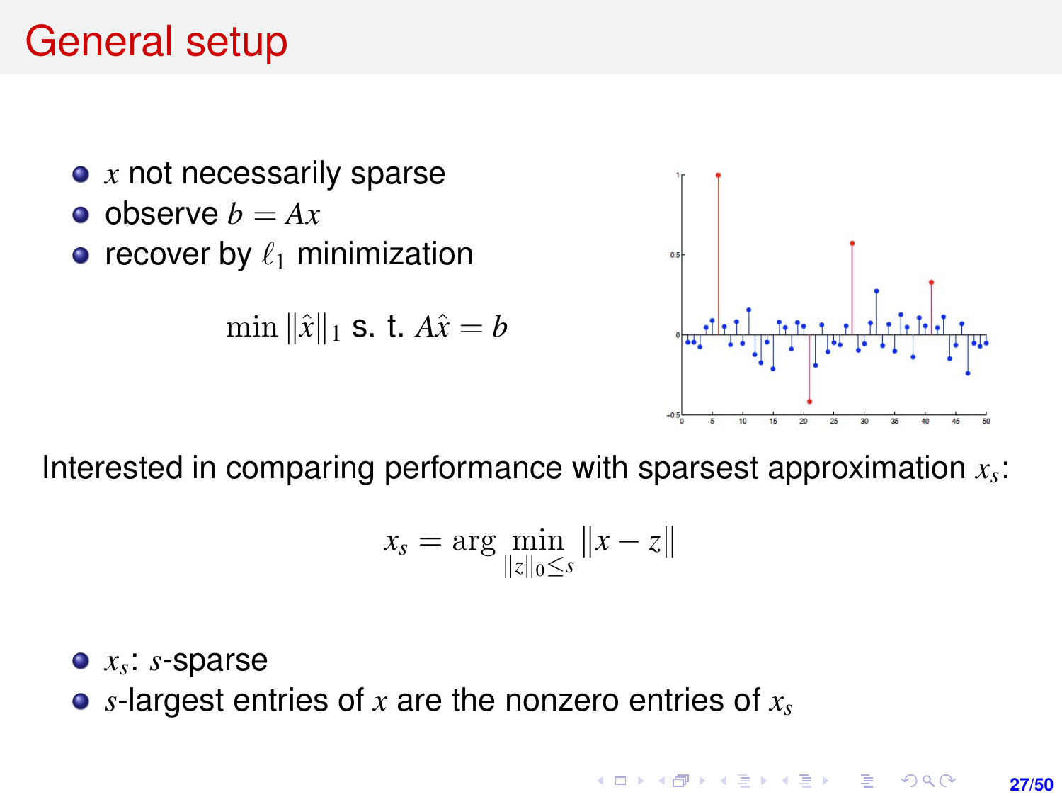# General setup

- $x$ not necessarily sparse
- observe $b = Ax$
- recover by $\ell_1$ minimization

$$\min \|\hat{x}\|_1 \text{ s. t. } A\hat{x} = b$$

Interested in comparing performance with sparsest approximation $x_s$:

$$x_s = \arg \min_{\|z\|_0 \leq s} \|x - z\|$$

- $x_s$: $s$-sparse
- $s$-largest entries of $x$ are the nonzero entries of $x_s$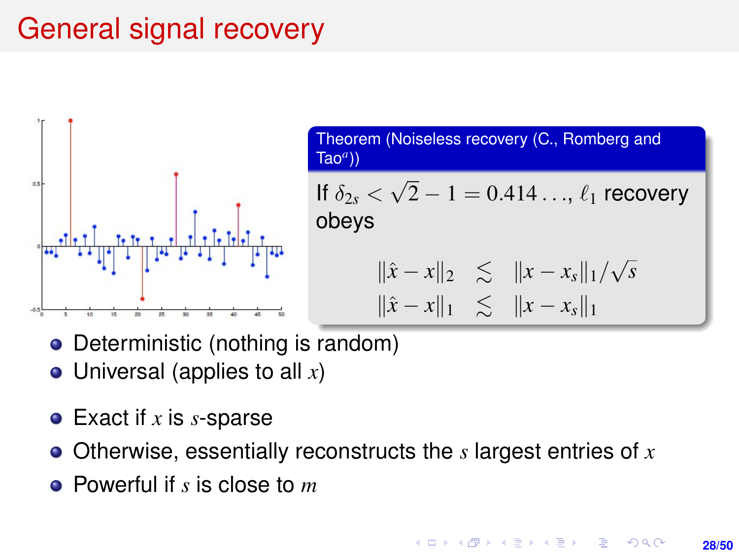# General signal recovery

**Theorem (Noiseless recovery (C., Romberg and Tao[a]))**

If $\delta_{2s} < \sqrt{2} - 1 = 0.414\ldots$, $\ell_1$ recovery obeys

$$
\begin{aligned}
\|\hat{x} - x\|_2 &\lesssim \|x - x_s\|_1/\sqrt{s} \\
\|\hat{x} - x\|_1 &\lesssim \|x - x_s\|_1
\end{aligned}
$$

- Deterministic (nothing is random)
- Universal (applies to all $x$)

- Exact if $x$ is $s$-sparse
- Otherwise, essentially reconstructs the $s$ largest entries of $x$
- Powerful if $s$ is close to $m$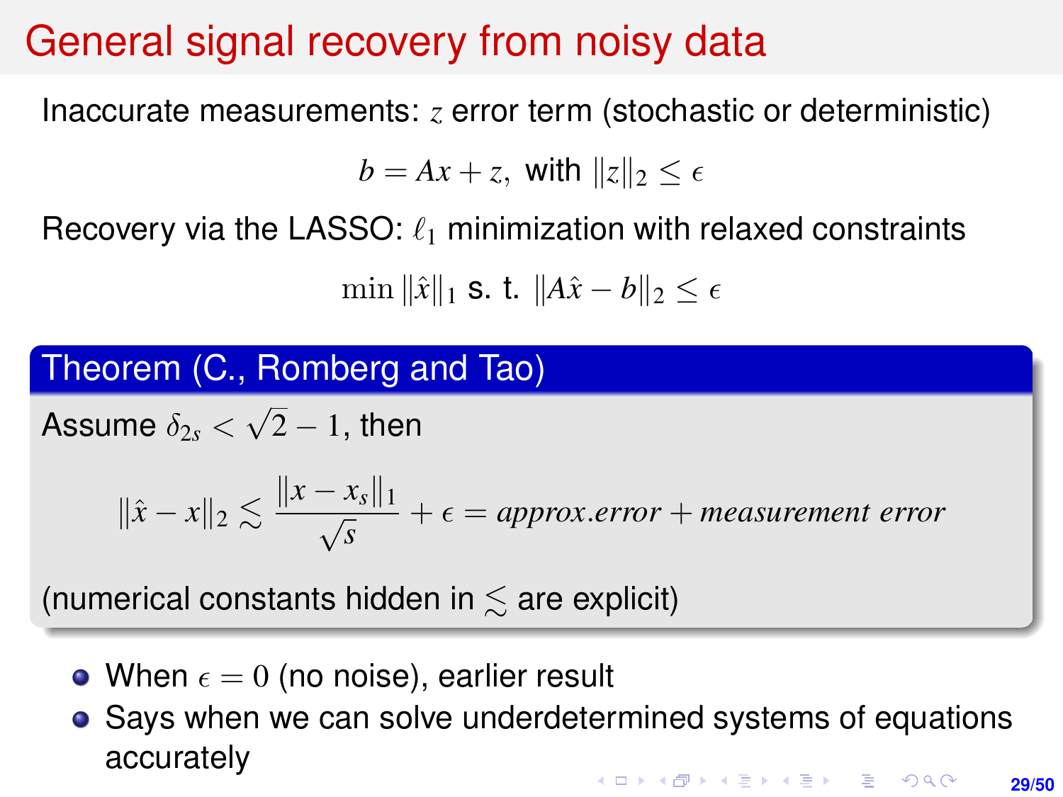# General signal recovery from noisy data

Inaccurate measurements: $z$ error term (stochastic or deterministic)

$$b = Ax + z, \text{ with } \|z\|_2 \le \epsilon$$

Recovery via the LASSO: $\ell_1$ minimization with relaxed constraints

$$\min \|\hat{x}\|_1 \text{ s. t. } \|A\hat{x} - b\|_2 \le \epsilon$$

**Theorem (C., Romberg and Tao)**

Assume $\delta_{2s} < \sqrt{2} - 1$, then

$$\|\hat{x} - x\|_2 \lesssim \frac{\|x - x_s\|_1}{\sqrt{s}} + \epsilon = \textit{approx.error} + \textit{measurement error}$$

(numerical constants hidden in $\lesssim$ are explicit)

- When $\epsilon = 0$ (no noise), earlier result
- Says when we can solve underdetermined systems of equations accurately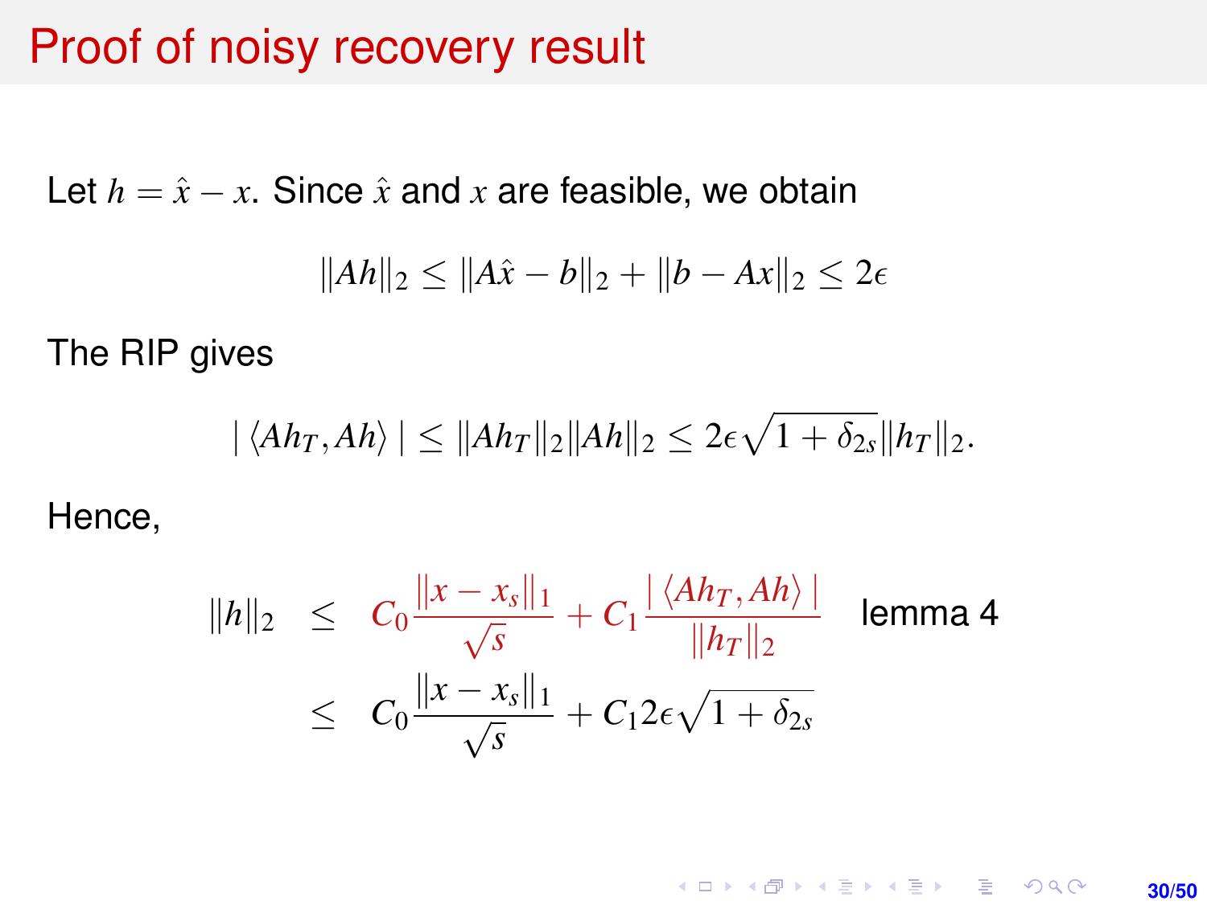# Proof of noisy recovery result

Let $h = \hat{x} - x$. Since $\hat{x}$ and $x$ are feasible, we obtain

$$\|Ah\|_2 \leq \|A\hat{x} - b\|_2 + \|b - Ax\|_2 \leq 2\epsilon$$

The RIP gives

$$|\langle Ah_T, Ah \rangle| \leq \|Ah_T\|_2 \|Ah\|_2 \leq 2\epsilon\sqrt{1 + \delta_{2s}}\|h_T\|_2.$$

Hence,

$$\begin{aligned}
\|h\|_2 &\leq C_0 \frac{\|x - x_s\|_1}{\sqrt{s}} + C_1 \frac{|\langle Ah_T, Ah \rangle|}{\|h_T\|_2} \quad \text{lemma 4} \\
&\leq C_0 \frac{\|x - x_s\|_1}{\sqrt{s}} + C_1 2\epsilon\sqrt{1 + \delta_{2s}}
\end{aligned}$$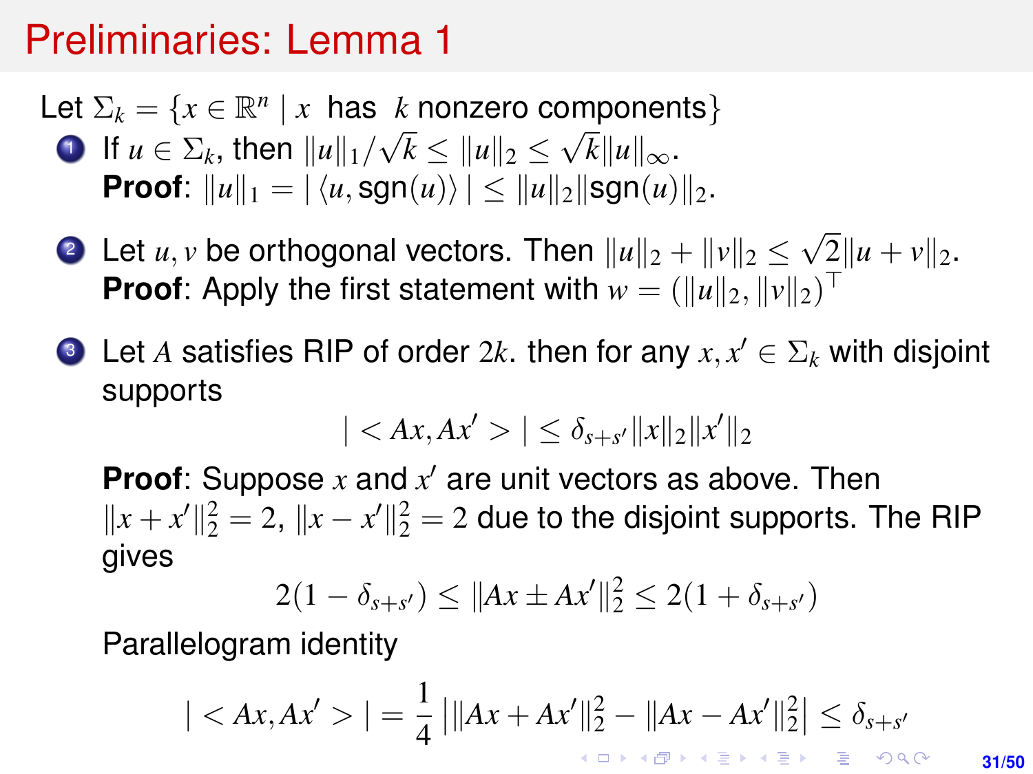# Preliminaries: Lemma 1

Let $\Sigma_k = \{x \in \mathbb{R}^n \mid x \text{ has } k \text{ nonzero components}\}$

1. If $u \in \Sigma_k$, then $\|u\|_1/\sqrt{k} \le \|u\|_2 \le \sqrt{k}\|u\|_\infty$.
   **Proof**: $\|u\|_1 = |\langle u, \text{sgn}(u)\rangle| \le \|u\|_2 \|\text{sgn}(u)\|_2$.

2. Let $u, v$ be orthogonal vectors. Then $\|u\|_2 + \|v\|_2 \le \sqrt{2}\|u+v\|_2$.
   **Proof**: Apply the first statement with $w = (\|u\|_2, \|v\|_2)^\top$

3. Let $A$ satisfies RIP of order $2k$. then for any $x, x' \in \Sigma_k$ with disjoint supports

$$|<Ax, Ax'>| \le \delta_{s+s'} \|x\|_2 \|x'\|_2$$

   **Proof**: Suppose $x$ and $x'$ are unit vectors as above. Then $\|x+x'\|_2^2 = 2$, $\|x-x'\|_2^2 = 2$ due to the disjoint supports. The RIP gives

$$2(1-\delta_{s+s'}) \le \|Ax \pm Ax'\|_2^2 \le 2(1+\delta_{s+s'})$$

   Parallelogram identity

$$|<Ax, Ax'>| = \frac{1}{4}\left|\|Ax + Ax'\|_2^2 - \|Ax - Ax'\|_2^2\right| \le \delta_{s+s'}$$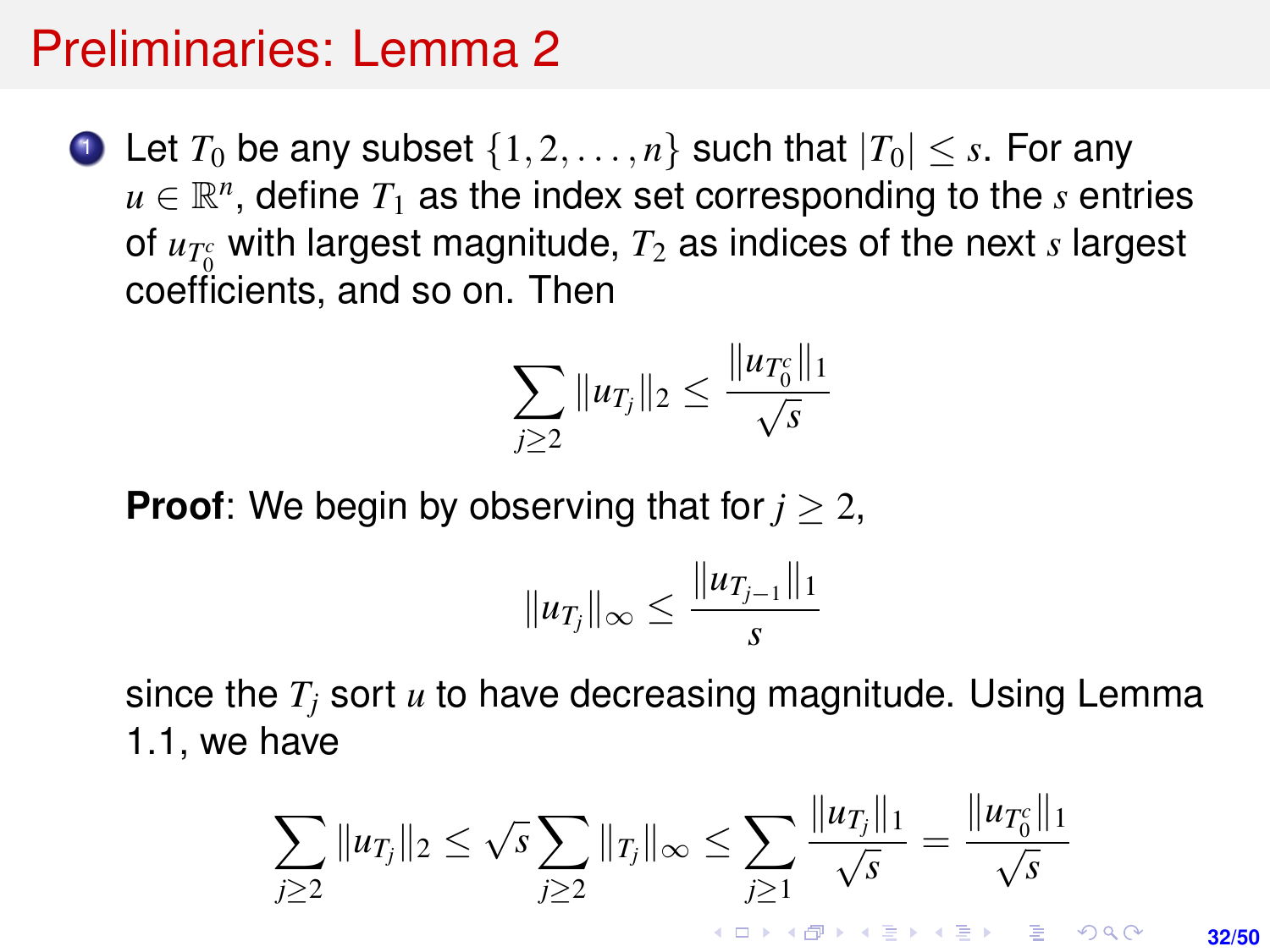# Preliminaries: Lemma 2

1. Let $T_0$ be any subset $\{1, 2, \ldots, n\}$ such that $|T_0| \leq s$. For any $u \in \mathbb{R}^n$, define $T_1$ as the index set corresponding to the $s$ entries of $u_{T_0^c}$ with largest magnitude, $T_2$ as indices of the next $s$ largest coefficients, and so on. Then

$$\sum_{j \geq 2} \|u_{T_j}\|_2 \leq \frac{\|u_{T_0^c}\|_1}{\sqrt{s}}$$

**Proof**: We begin by observing that for $j \geq 2$,

$$\|u_{T_j}\|_\infty \leq \frac{\|u_{T_{j-1}}\|_1}{s}$$

since the $T_j$ sort $u$ to have decreasing magnitude. Using Lemma 1.1, we have

$$\sum_{j \geq 2} \|u_{T_j}\|_2 \leq \sqrt{s} \sum_{j \geq 2} \|_{T_j}\|_\infty \leq \sum_{j \geq 1} \frac{\|u_{T_j}\|_1}{\sqrt{s}} = \frac{\|u_{T_0^c}\|_1}{\sqrt{s}}$$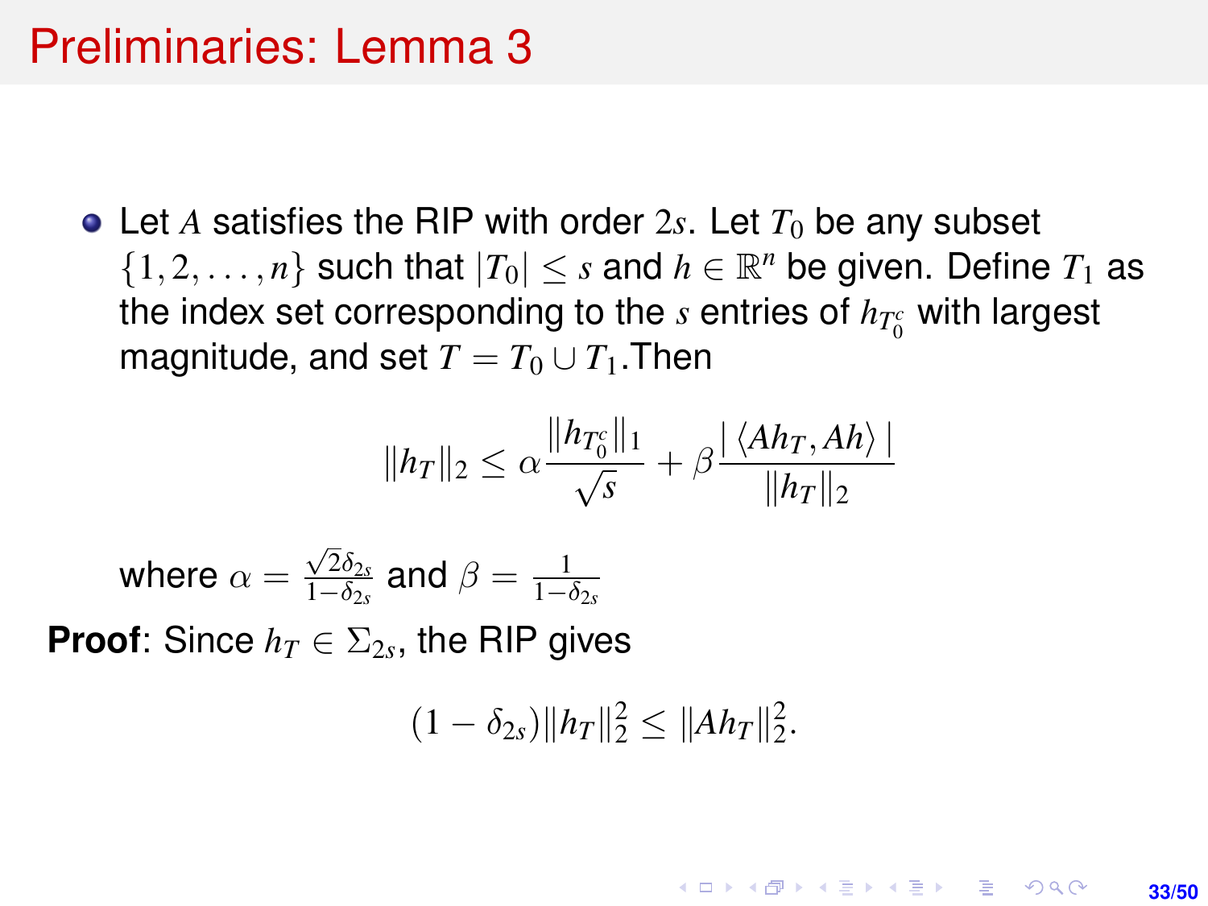# Preliminaries: Lemma 3

- Let $A$ satisfies the RIP with order $2s$. Let $T_0$ be any subset $\{1, 2, \ldots, n\}$ such that $|T_0| \leq s$ and $h \in \mathbb{R}^n$ be given. Define $T_1$ as the index set corresponding to the $s$ entries of $h_{T_0^c}$ with largest magnitude, and set $T = T_0 \cup T_1$.Then

$$\|h_T\|_2 \leq \alpha \frac{\|h_{T_0^c}\|_1}{\sqrt{s}} + \beta \frac{|\langle Ah_T, Ah \rangle|}{\|h_T\|_2}$$

where $\alpha = \frac{\sqrt{2}\delta_{2s}}{1-\delta_{2s}}$ and $\beta = \frac{1}{1-\delta_{2s}}$

**Proof**: Since $h_T \in \Sigma_{2s}$, the RIP gives

$$(1 - \delta_{2s})\|h_T\|_2^2 \leq \|Ah_T\|_2^2.$$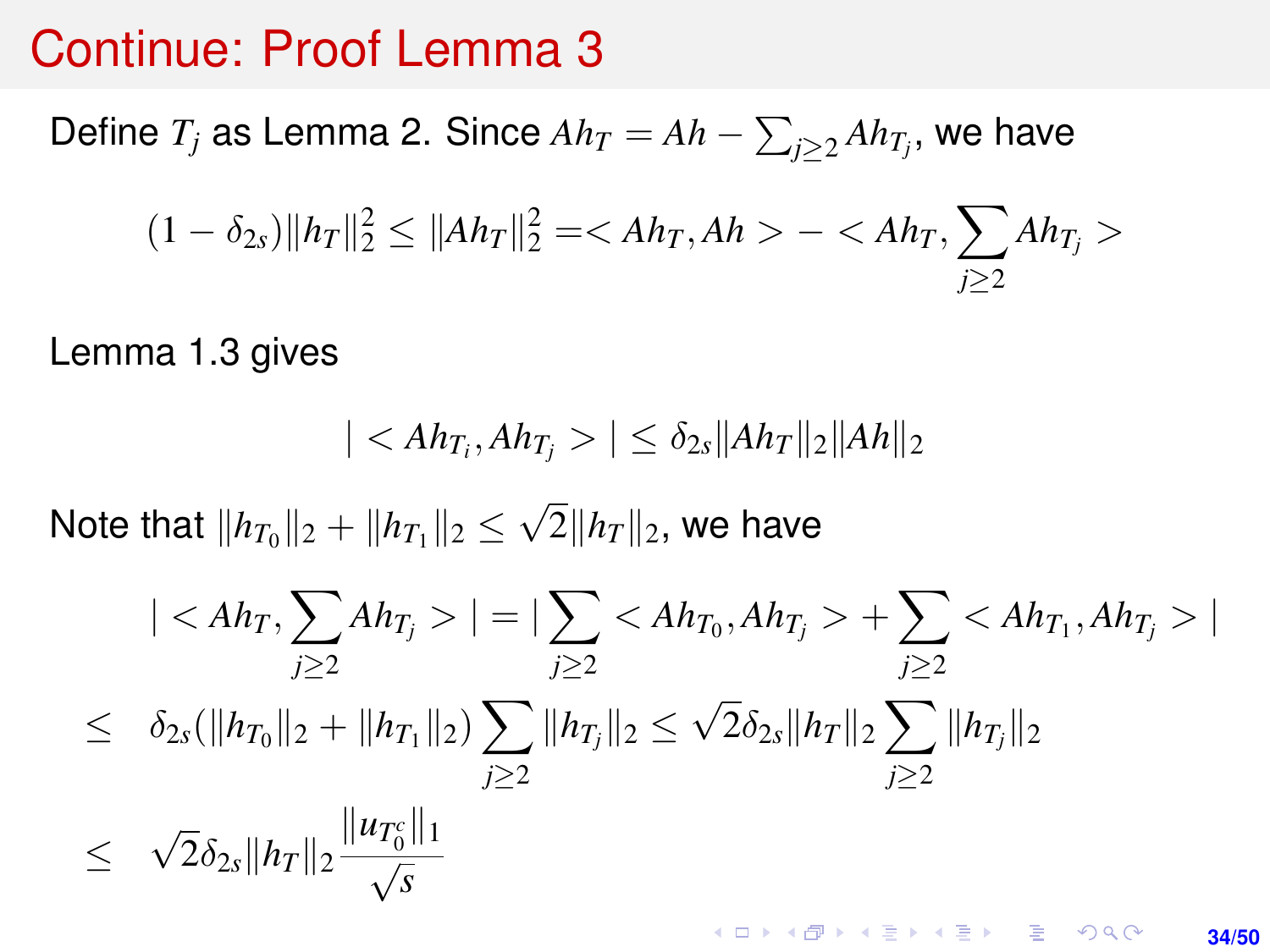# Continue: Proof Lemma 3

Define $T_j$ as Lemma 2. Since $Ah_T = Ah - \sum_{j\geq 2} Ah_{T_j}$, we have

$$(1-\delta_{2s})\|h_T\|_2^2 \leq \|Ah_T\|_2^2 = < Ah_T, Ah > - < Ah_T, \sum_{j\geq 2} Ah_{T_j} >$$

Lemma 1.3 gives

$$| < Ah_{T_i}, Ah_{T_j} > | \leq \delta_{2s}\|Ah_T\|_2\|Ah\|_2$$

Note that $\|h_{T_0}\|_2 + \|h_{T_1}\|_2 \leq \sqrt{2}\|h_T\|_2$, we have

$$
\begin{aligned}
& | < Ah_T, \sum_{j\geq 2} Ah_{T_j} > | = | \sum_{j\geq 2} < Ah_{T_0}, Ah_{T_j} > + \sum_{j\geq 2} < Ah_{T_1}, Ah_{T_j} > | \\
\leq \quad & \delta_{2s}(\|h_{T_0}\|_2 + \|h_{T_1}\|_2) \sum_{j\geq 2} \|h_{T_j}\|_2 \leq \sqrt{2}\delta_{2s}\|h_T\|_2 \sum_{j\geq 2} \|h_{T_j}\|_2 \\
\leq \quad & \sqrt{2}\delta_{2s}\|h_T\|_2 \frac{\|u_{T_0^c}\|_1}{\sqrt{s}}
\end{aligned}
$$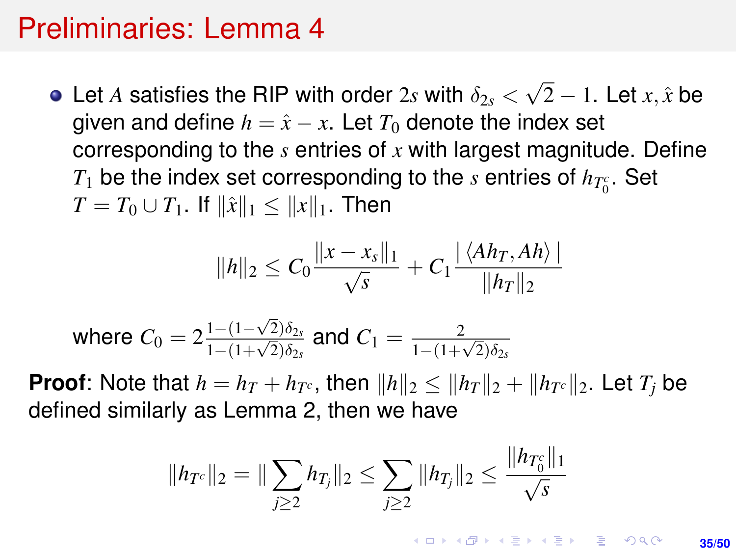# Preliminaries: Lemma 4

- Let $A$ satisfies the RIP with order $2s$ with $\delta_{2s} < \sqrt{2} - 1$. Let $x, \hat{x}$ be given and define $h = \hat{x} - x$. Let $T_0$ denote the index set corresponding to the $s$ entries of $x$ with largest magnitude. Define $T_1$ be the index set corresponding to the $s$ entries of $h_{T_0^c}$. Set $T = T_0 \cup T_1$. If $\|\hat{x}\|_1 \leq \|x\|_1$. Then

$$\|h\|_2 \leq C_0 \frac{\|x - x_s\|_1}{\sqrt{s}} + C_1 \frac{|\langle Ah_T, Ah \rangle|}{\|h_T\|_2}$$

where $C_0 = 2\frac{1-(1-\sqrt{2})\delta_{2s}}{1-(1+\sqrt{2})\delta_{2s}}$ and $C_1 = \frac{2}{1-(1+\sqrt{2})\delta_{2s}}$

**Proof**: Note that $h = h_T + h_{T^c}$, then $\|h\|_2 \leq \|h_T\|_2 + \|h_{T^c}\|_2$. Let $T_j$ be defined similarly as Lemma 2, then we have

$$\|h_{T^c}\|_2 = \|\sum_{j \geq 2} h_{T_j}\|_2 \leq \sum_{j \geq 2} \|h_{T_j}\|_2 \leq \frac{\|h_{T_0^c}\|_1}{\sqrt{s}}$$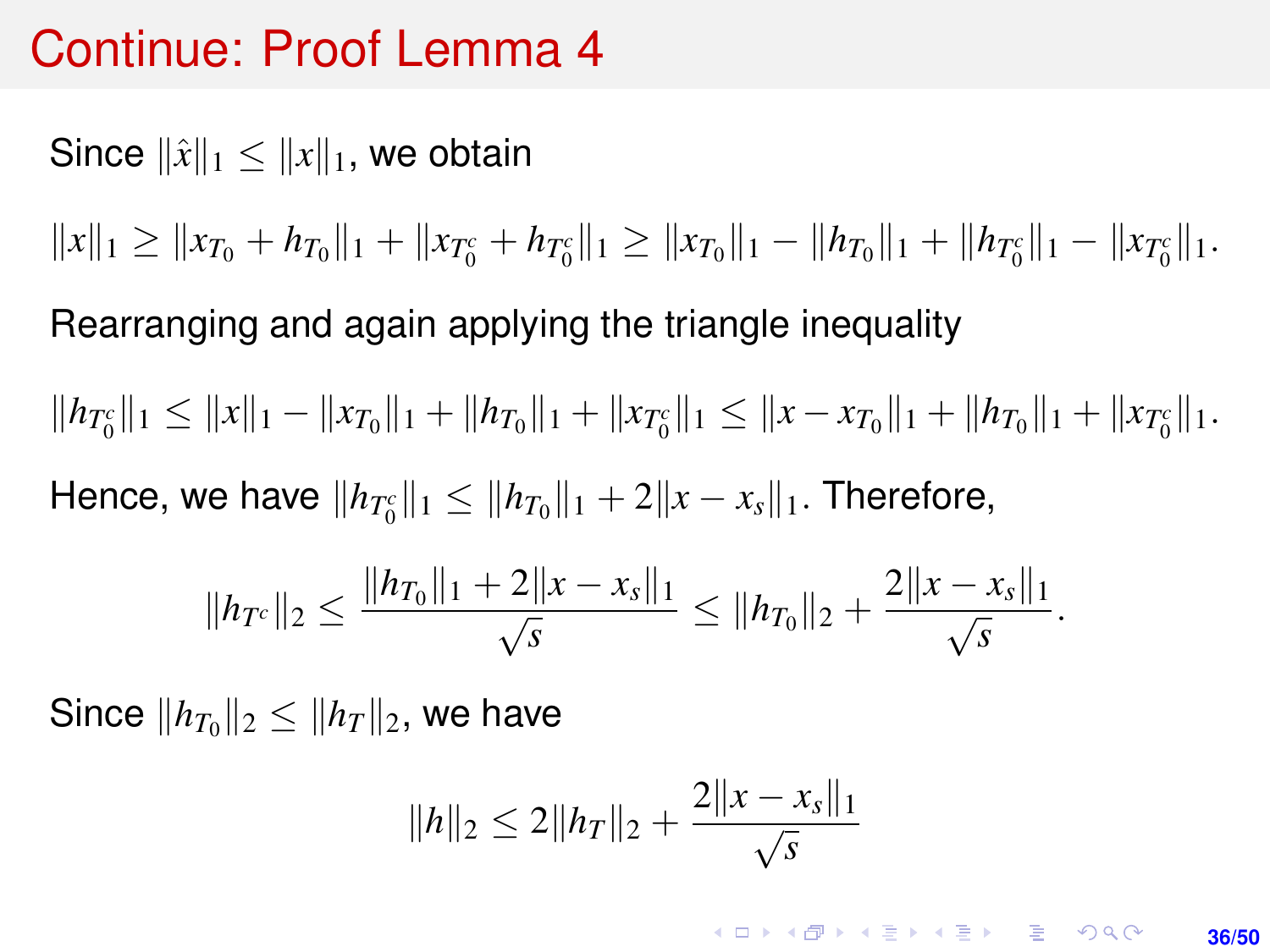# Continue: Proof Lemma 4

Since $\|\hat{x}\|_1 \leq \|x\|_1$, we obtain

$$\|x\|_1 \geq \|x_{T_0} + h_{T_0}\|_1 + \|x_{T_0^c} + h_{T_0^c}\|_1 \geq \|x_{T_0}\|_1 - \|h_{T_0}\|_1 + \|h_{T_0^c}\|_1 - \|x_{T_0^c}\|_1.$$

Rearranging and again applying the triangle inequality

$$\|h_{T_0^c}\|_1 \leq \|x\|_1 - \|x_{T_0}\|_1 + \|h_{T_0}\|_1 + \|x_{T_0^c}\|_1 \leq \|x - x_{T_0}\|_1 + \|h_{T_0}\|_1 + \|x_{T_0^c}\|_1.$$

Hence, we have $\|h_{T_0^c}\|_1 \leq \|h_{T_0}\|_1 + 2\|x - x_s\|_1$. Therefore,

$$\|h_{T^c}\|_2 \leq \frac{\|h_{T_0}\|_1 + 2\|x - x_s\|_1}{\sqrt{s}} \leq \|h_{T_0}\|_2 + \frac{2\|x - x_s\|_1}{\sqrt{s}}.$$

Since $\|h_{T_0}\|_2 \leq \|h_T\|_2$, we have

$$\|h\|_2 \leq 2\|h_T\|_2 + \frac{2\|x - x_s\|_1}{\sqrt{s}}$$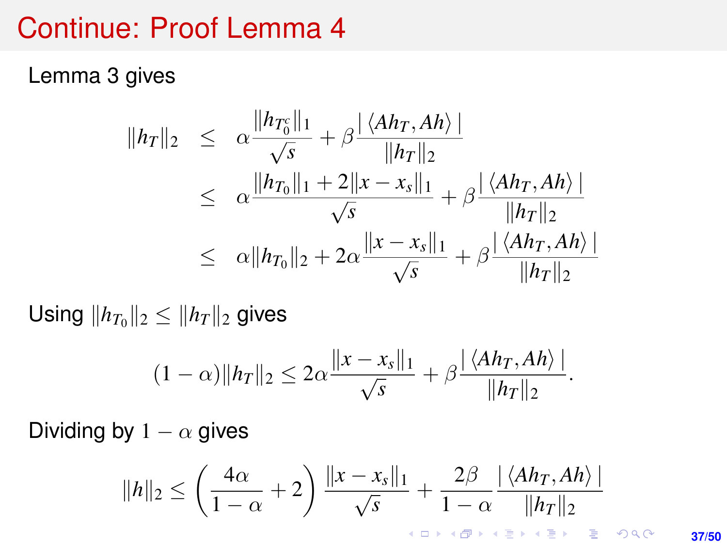# Continue: Proof Lemma 4

Lemma 3 gives

$$
\begin{aligned}
\|h_T\|_2 &\leq \alpha \frac{\|h_{T_0^c}\|_1}{\sqrt{s}} + \beta \frac{|\langle Ah_T, Ah \rangle|}{\|h_T\|_2} \\
&\leq \alpha \frac{\|h_{T_0}\|_1 + 2\|x - x_s\|_1}{\sqrt{s}} + \beta \frac{|\langle Ah_T, Ah \rangle|}{\|h_T\|_2} \\
&\leq \alpha \|h_{T_0}\|_2 + 2\alpha \frac{\|x - x_s\|_1}{\sqrt{s}} + \beta \frac{|\langle Ah_T, Ah \rangle|}{\|h_T\|_2}
\end{aligned}
$$

Using $\|h_{T_0}\|_2 \leq \|h_T\|_2$ gives

$$
(1 - \alpha)\|h_T\|_2 \leq 2\alpha \frac{\|x - x_s\|_1}{\sqrt{s}} + \beta \frac{|\langle Ah_T, Ah \rangle|}{\|h_T\|_2}.
$$

Dividing by $1 - \alpha$ gives

$$
\|h\|_2 \leq \left( \frac{4\alpha}{1 - \alpha} + 2 \right) \frac{\|x - x_s\|_1}{\sqrt{s}} + \frac{2\beta}{1 - \alpha} \frac{|\langle Ah_T, Ah \rangle|}{\|h_T\|_2}
$$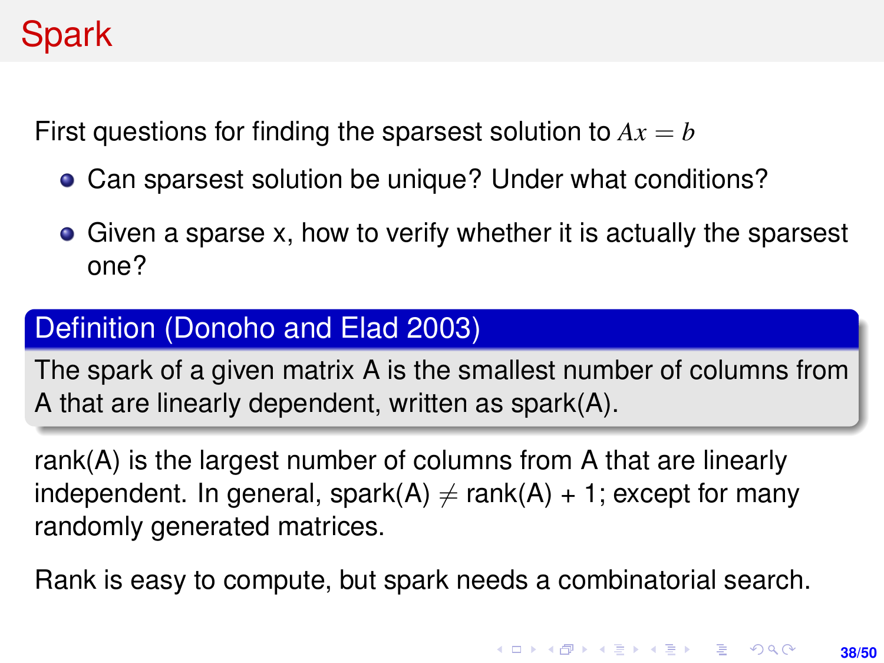# Spark

First questions for finding the sparsest solution to $Ax = b$

- Can sparsest solution be unique? Under what conditions?
- Given a sparse x, how to verify whether it is actually the sparsest one?

**Definition (Donoho and Elad 2003)**

The spark of a given matrix A is the smallest number of columns from A that are linearly dependent, written as spark(A).

rank(A) is the largest number of columns from A that are linearly independent. In general, spark(A) $\neq$ rank(A) + 1; except for many randomly generated matrices.

Rank is easy to compute, but spark needs a combinatorial search.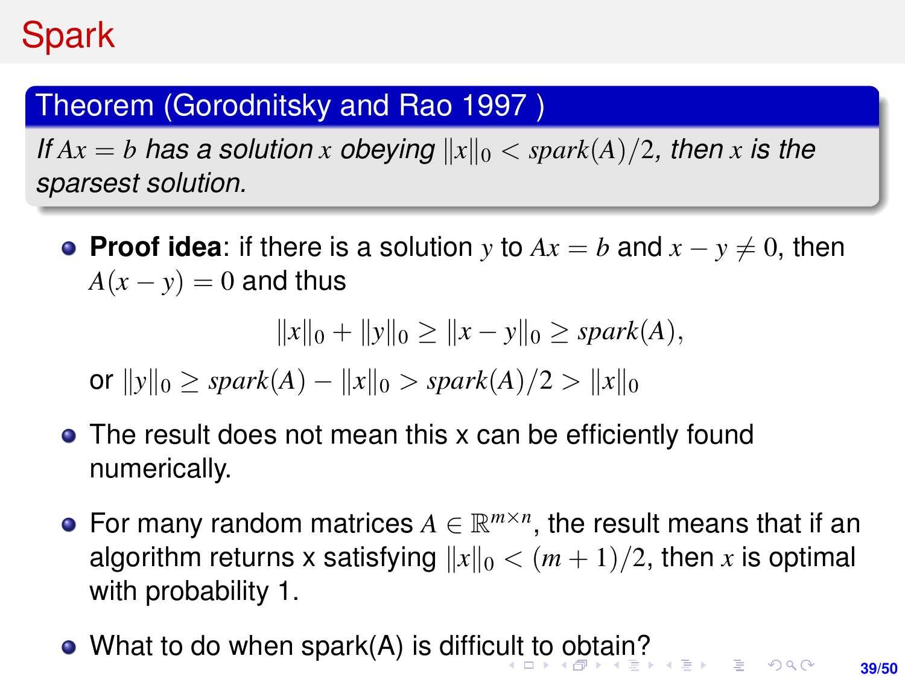# Spark

**Theorem (Gorodnitsky and Rao 1997 )**

*If $Ax = b$ has a solution $x$ obeying $\|x\|_0 < spark(A)/2$, then $x$ is the sparsest solution.*

- **Proof idea**: if there is a solution $y$ to $Ax = b$ and $x - y \neq 0$, then $A(x - y) = 0$ and thus

$$\|x\|_0 + \|y\|_0 \geq \|x - y\|_0 \geq spark(A),$$

  or $\|y\|_0 \geq spark(A) - \|x\|_0 > spark(A)/2 > \|x\|_0$

- The result does not mean this x can be efficiently found numerically.
- For many random matrices $A \in \mathbb{R}^{m \times n}$, the result means that if an algorithm returns x satisfying $\|x\|_0 < (m + 1)/2$, then $x$ is optimal with probability 1.
- What to do when spark(A) is difficult to obtain?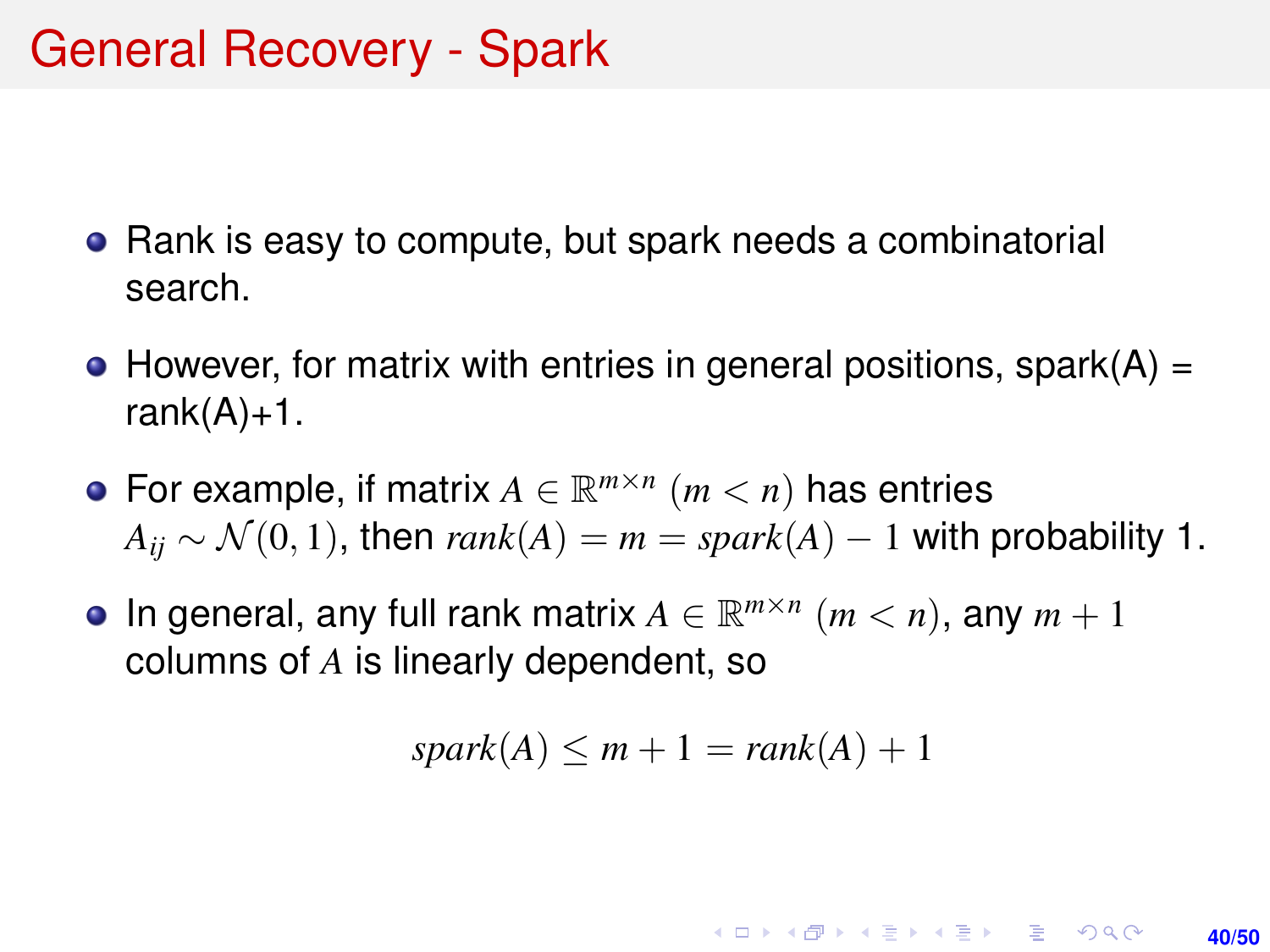# General Recovery - Spark

- Rank is easy to compute, but spark needs a combinatorial search.
- However, for matrix with entries in general positions, spark(A) = rank(A)+1.
- For example, if matrix $A \in \mathbb{R}^{m \times n}$ $(m < n)$ has entries $A_{ij} \sim \mathcal{N}(0, 1)$, then $rank(A) = m = spark(A) - 1$ with probability 1.
- In general, any full rank matrix $A \in \mathbb{R}^{m \times n}$ $(m < n)$, any $m + 1$ columns of $A$ is linearly dependent, so

$$spark(A) \leq m + 1 = rank(A) + 1$$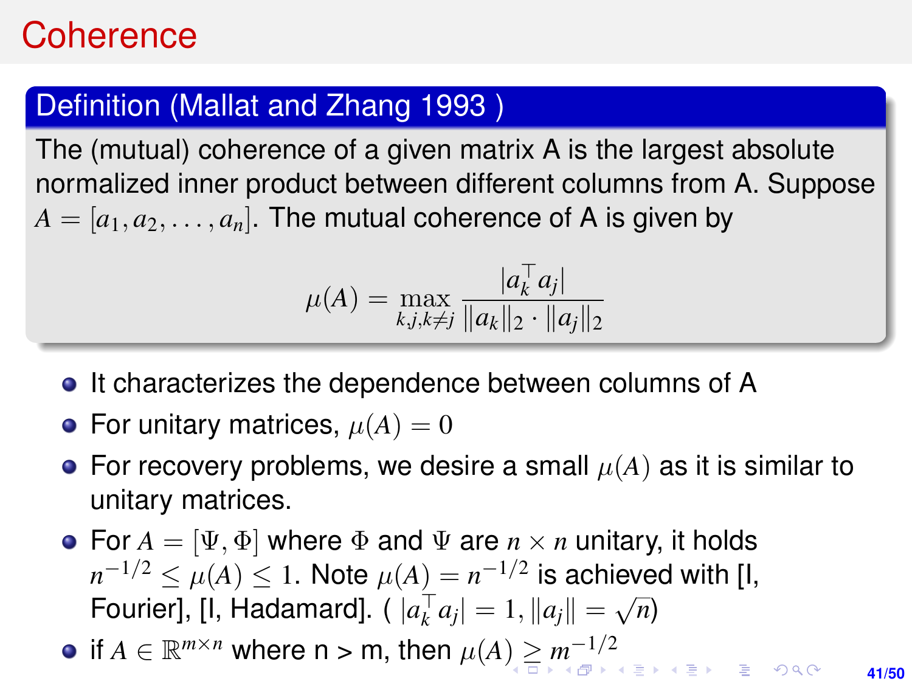# Coherence

## Definition (Mallat and Zhang 1993 )

The (mutual) coherence of a given matrix A is the largest absolute normalized inner product between different columns from A. Suppose $A = [a_1, a_2, \ldots, a_n]$. The mutual coherence of A is given by

$$\mu(A) = \max_{k,j,k \neq j} \frac{|a_k^\top a_j|}{\|a_k\|_2 \cdot \|a_j\|_2}$$

- It characterizes the dependence between columns of A
- For unitary matrices, $\mu(A) = 0$
- For recovery problems, we desire a small $\mu(A)$ as it is similar to unitary matrices.
- For $A = [\Psi, \Phi]$ where $\Phi$ and $\Psi$ are $n \times n$ unitary, it holds $n^{-1/2} \leq \mu(A) \leq 1$. Note $\mu(A) = n^{-1/2}$ is achieved with [I, Fourier], [I, Hadamard]. ( $|a_k^\top a_j| = 1, \|a_j\| = \sqrt{n}$)
- if $A \in \mathbb{R}^{m \times n}$ where n > m, then $\mu(A) \geq m^{-1/2}$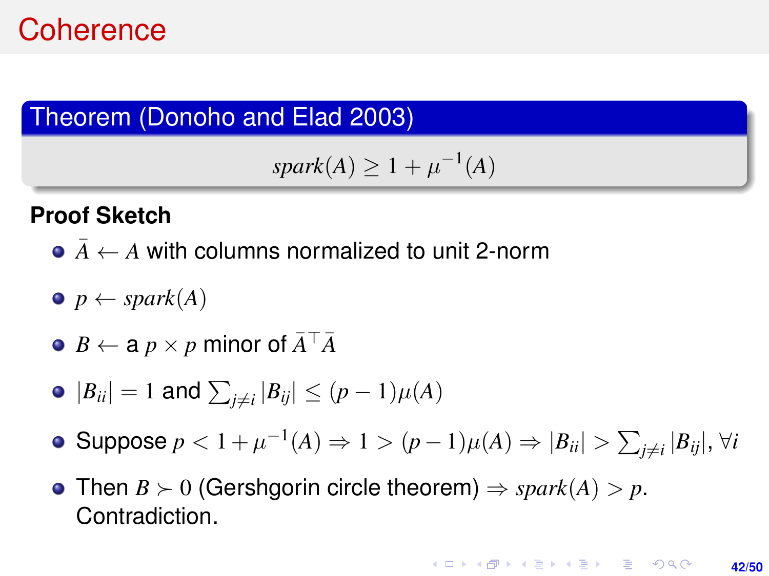# Coherence

**Theorem (Donoho and Elad 2003)**

$$spark(A) \geq 1 + \mu^{-1}(A)$$

**Proof Sketch**

- $\bar{A} \leftarrow A$ with columns normalized to unit 2-norm
- $p \leftarrow spark(A)$
- $B \leftarrow$ a $p \times p$ minor of $\bar{A}^\top \bar{A}$
- $|B_{ii}| = 1$ and $\sum_{j \neq i} |B_{ij}| \leq (p-1)\mu(A)$
- Suppose $p < 1 + \mu^{-1}(A) \Rightarrow 1 > (p-1)\mu(A) \Rightarrow |B_{ii}| > \sum_{j \neq i} |B_{ij}|, \forall i$
- Then $B \succ 0$ (Gershgorin circle theorem) $\Rightarrow spark(A) > p$. Contradiction.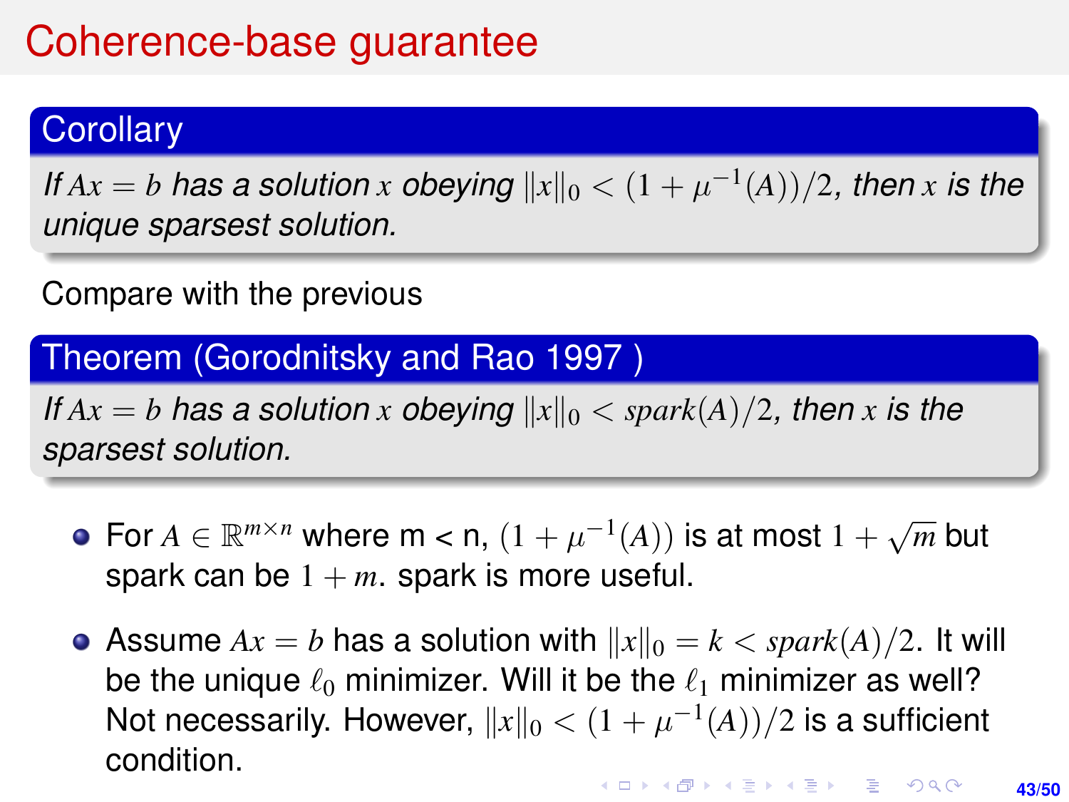# Coherence-base guarantee

**Corollary**

*If $Ax = b$ has a solution $x$ obeying $\|x\|_0 < (1 + \mu^{-1}(A))/2$, then $x$ is the unique sparsest solution.*

Compare with the previous

**Theorem (Gorodnitsky and Rao 1997 )**

*If $Ax = b$ has a solution $x$ obeying $\|x\|_0 < spark(A)/2$, then $x$ is the sparsest solution.*

- For $A \in \mathbb{R}^{m \times n}$ where m < n, $(1 + \mu^{-1}(A))$ is at most $1 + \sqrt{m}$ but spark can be $1 + m$. spark is more useful.
- Assume $Ax = b$ has a solution with $\|x\|_0 = k < spark(A)/2$. It will be the unique $\ell_0$ minimizer. Will it be the $\ell_1$ minimizer as well? Not necessarily. However, $\|x\|_0 < (1 + \mu^{-1}(A))/2$ is a sufficient condition.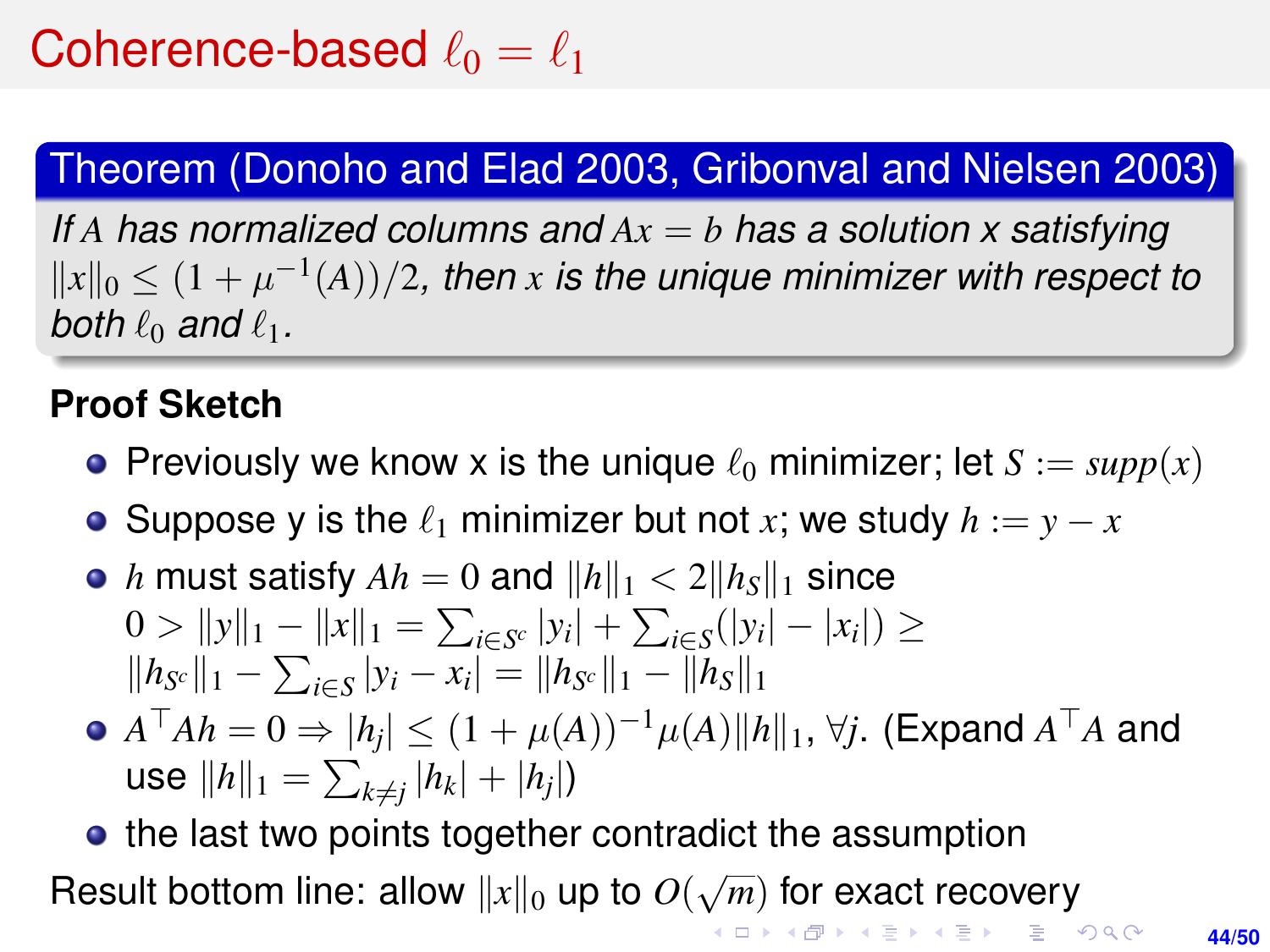# Coherence-based $\ell_0 = \ell_1$

**Theorem (Donoho and Elad 2003, Gribonval and Nielsen 2003)**

*If $A$ has normalized columns and $Ax = b$ has a solution $x$ satisfying $\|x\|_0 \leq (1 + \mu^{-1}(A))/2$, then $x$ is the unique minimizer with respect to both $\ell_0$ and $\ell_1$.*

**Proof Sketch**

- Previously we know x is the unique $\ell_0$ minimizer; let $S := supp(x)$
- Suppose y is the $\ell_1$ minimizer but not $x$; we study $h := y - x$
- $h$ must satisfy $Ah = 0$ and $\|h\|_1 < 2\|h_S\|_1$ since $0 > \|y\|_1 - \|x\|_1 = \sum_{i \in S^c} |y_i| + \sum_{i \in S}(|y_i| - |x_i|) \geq \|h_{S^c}\|_1 - \sum_{i \in S} |y_i - x_i| = \|h_{S^c}\|_1 - \|h_S\|_1$
- $A^\top Ah = 0 \Rightarrow |h_j| \leq (1 + \mu(A))^{-1}\mu(A)\|h\|_1, \forall j$. (Expand $A^\top A$ and use $\|h\|_1 = \sum_{k \neq j} |h_k| + |h_j|$)
- the last two points together contradict the assumption

Result bottom line: allow $\|x\|_0$ up to $O(\sqrt{m})$ for exact recovery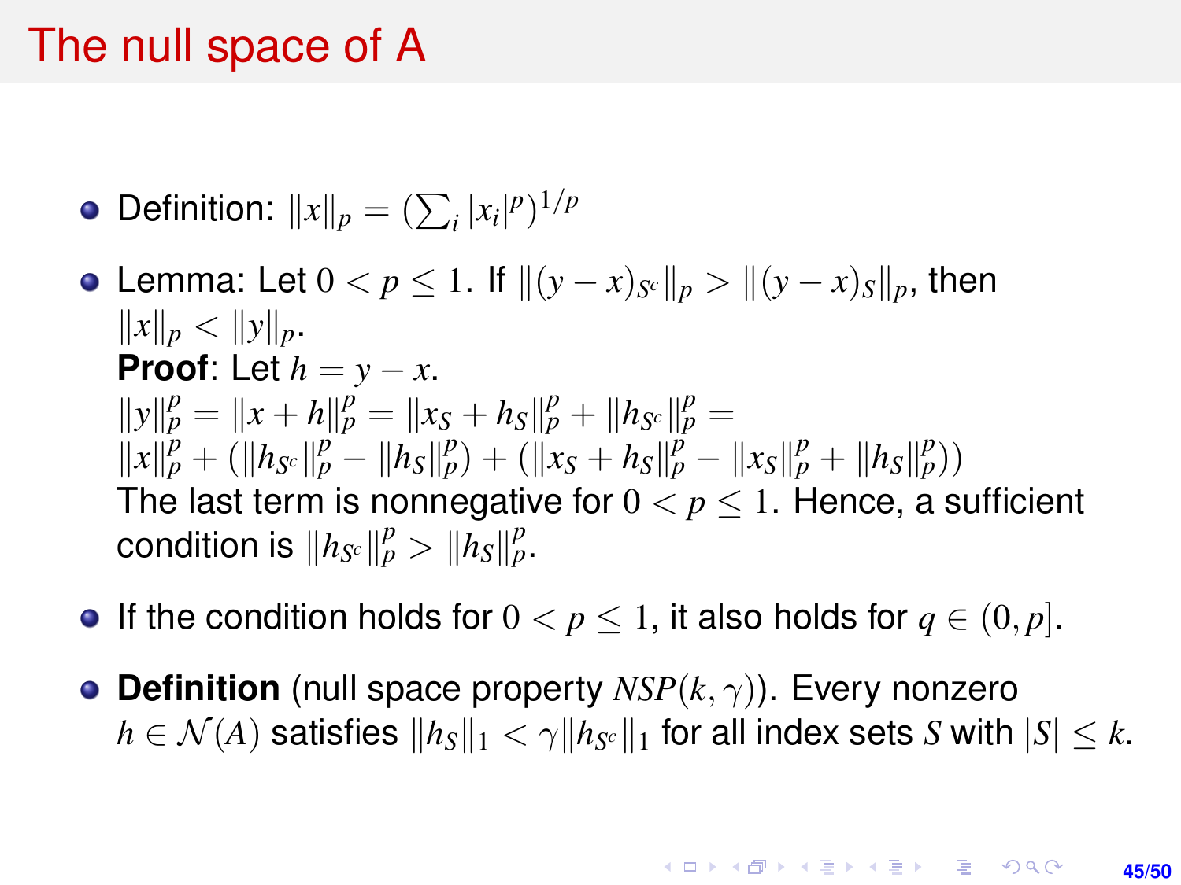# The null space of A

- Definition: $\|x\|_p = (\sum_i |x_i|^p)^{1/p}$
- Lemma: Let $0 < p \leq 1$. If $\|(y-x)_{S^c}\|_p > \|(y-x)_S\|_p$, then $\|x\|_p < \|y\|_p$.
  **Proof**: Let $h = y - x$.
  $\|y\|_p^p = \|x + h\|_p^p = \|x_S + h_S\|_p^p + \|h_{S^c}\|_p^p =$
  $\|x\|_p^p + (\|h_{S^c}\|_p^p - \|h_S\|_p^p) + (\|x_S + h_S\|_p^p - \|x_S\|_p^p + \|h_S\|_p^p))$
  The last term is nonnegative for $0 < p \leq 1$. Hence, a sufficient condition is $\|h_{S^c}\|_p^p > \|h_S\|_p^p$.
- If the condition holds for $0 < p \leq 1$, it also holds for $q \in (0, p]$.
- **Definition** (null space property $NSP(k, \gamma)$). Every nonzero $h \in \mathcal{N}(A)$ satisfies $\|h_S\|_1 < \gamma \|h_{S^c}\|_1$ for all index sets $S$ with $|S| \leq k$.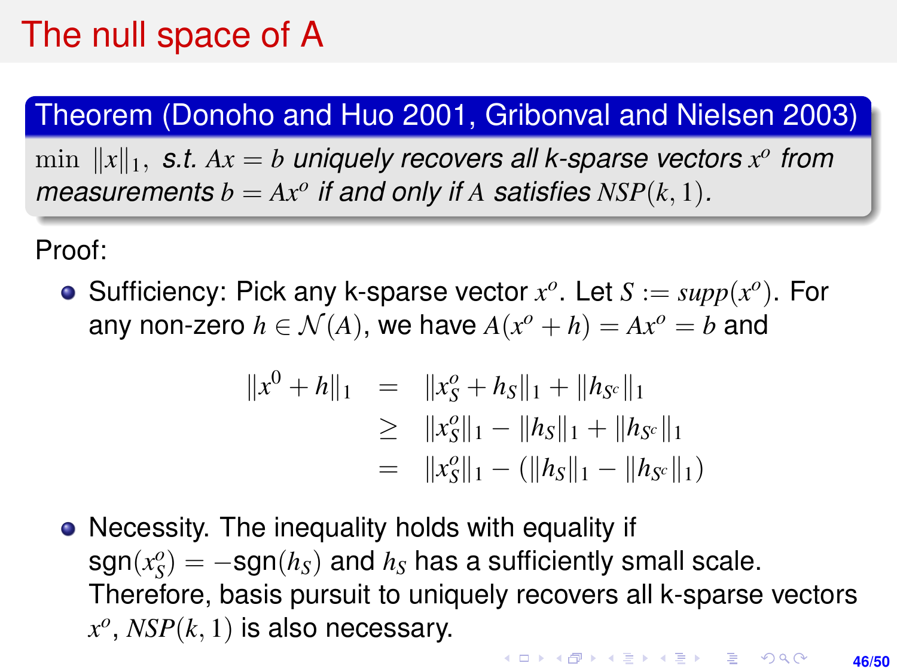# The null space of A

**Theorem (Donoho and Huo 2001, Gribonval and Nielsen 2003)**

$\min \|x\|_1,$ *s.t.* $Ax = b$ *uniquely recovers all k-sparse vectors* $x^o$ *from measurements* $b = Ax^o$ *if and only if* $A$ *satisfies* $NSP(k,1)$*.*

Proof:

- Sufficiency: Pick any k-sparse vector $x^o$. Let $S := supp(x^o)$. For any non-zero $h \in \mathcal{N}(A)$, we have $A(x^o + h) = Ax^o = b$ and

$$
\begin{aligned}
\|x^0 + h\|_1 &= \|x^o_S + h_S\|_1 + \|h_{S^c}\|_1 \\
&\geq \|x^o_S\|_1 - \|h_S\|_1 + \|h_{S^c}\|_1 \\
&= \|x^o_S\|_1 - (\|h_S\|_1 - \|h_{S^c}\|_1)
\end{aligned}
$$

- Necessity. The inequality holds with equality if $\text{sgn}(x^o_S) = -\text{sgn}(h_S)$ and $h_S$ has a sufficiently small scale. Therefore, basis pursuit to uniquely recovers all k-sparse vectors $x^o$, $NSP(k,1)$ is also necessary.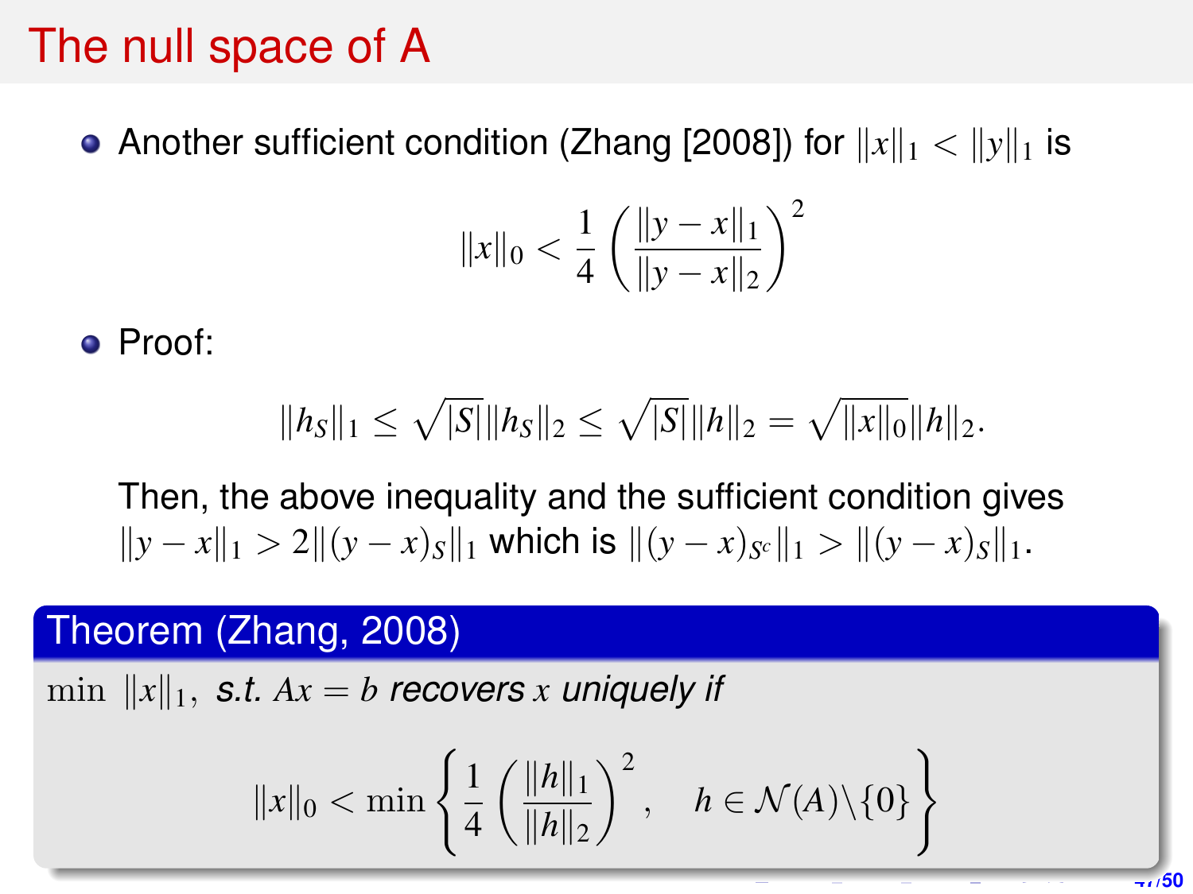# The null space of A

- Another sufficient condition (Zhang [2008]) for $\|x\|_1 < \|y\|_1$ is

$$\|x\|_0 < \frac{1}{4}\left(\frac{\|y-x\|_1}{\|y-x\|_2}\right)^2$$

- Proof:

$$\|h_S\|_1 \leq \sqrt{|S|}\|h_S\|_2 \leq \sqrt{|S|}\|h\|_2 = \sqrt{\|x\|_0}\|h\|_2.$$

  Then, the above inequality and the sufficient condition gives $\|y-x\|_1 > 2\|(y-x)_S\|_1$ which is $\|(y-x)_{S^c}\|_1 > \|(y-x)_S\|_1$.

**Theorem (Zhang, 2008)**

$\min \ \|x\|_1,$ *s.t.* $Ax = b$ *recovers* $x$ *uniquely if*

$$\|x\|_0 < \min\left\{\frac{1}{4}\left(\frac{\|h\|_1}{\|h\|_2}\right)^2, \quad h \in \mathcal{N}(A)\backslash\{0\}\right\}$$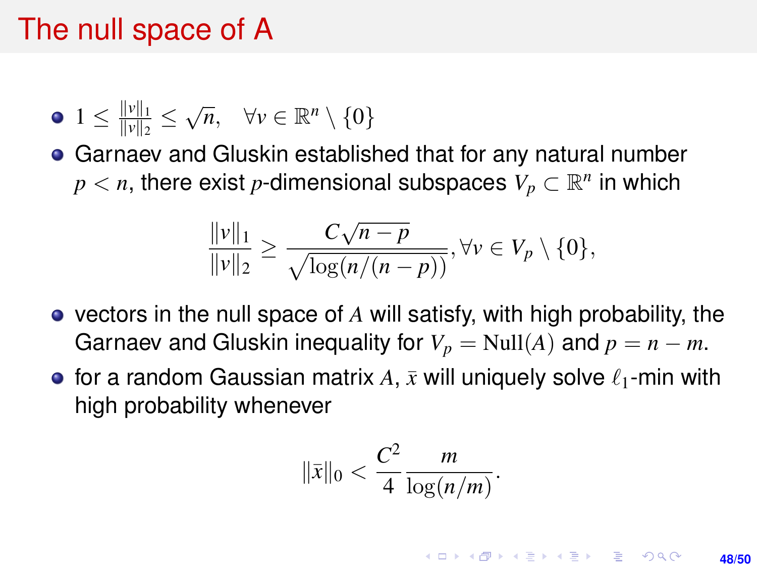# The null space of A

- $1 \leq \frac{\|v\|_1}{\|v\|_2} \leq \sqrt{n}, \quad \forall v \in \mathbb{R}^n \setminus \{0\}$
- Garnaev and Gluskin established that for any natural number $p < n$, there exist $p$-dimensional subspaces $V_p \subset \mathbb{R}^n$ in which

$$\frac{\|v\|_1}{\|v\|_2} \geq \frac{C\sqrt{n-p}}{\sqrt{\log(n/(n-p))}}, \forall v \in V_p \setminus \{0\},$$

- vectors in the null space of $A$ will satisfy, with high probability, the Garnaev and Gluskin inequality for $V_p = \text{Null}(A)$ and $p = n - m$.
- for a random Gaussian matrix $A$, $\bar{x}$ will uniquely solve $\ell_1$-min with high probability whenever

$$\|\bar{x}\|_0 < \frac{C^2}{4} \frac{m}{\log(n/m)}.$$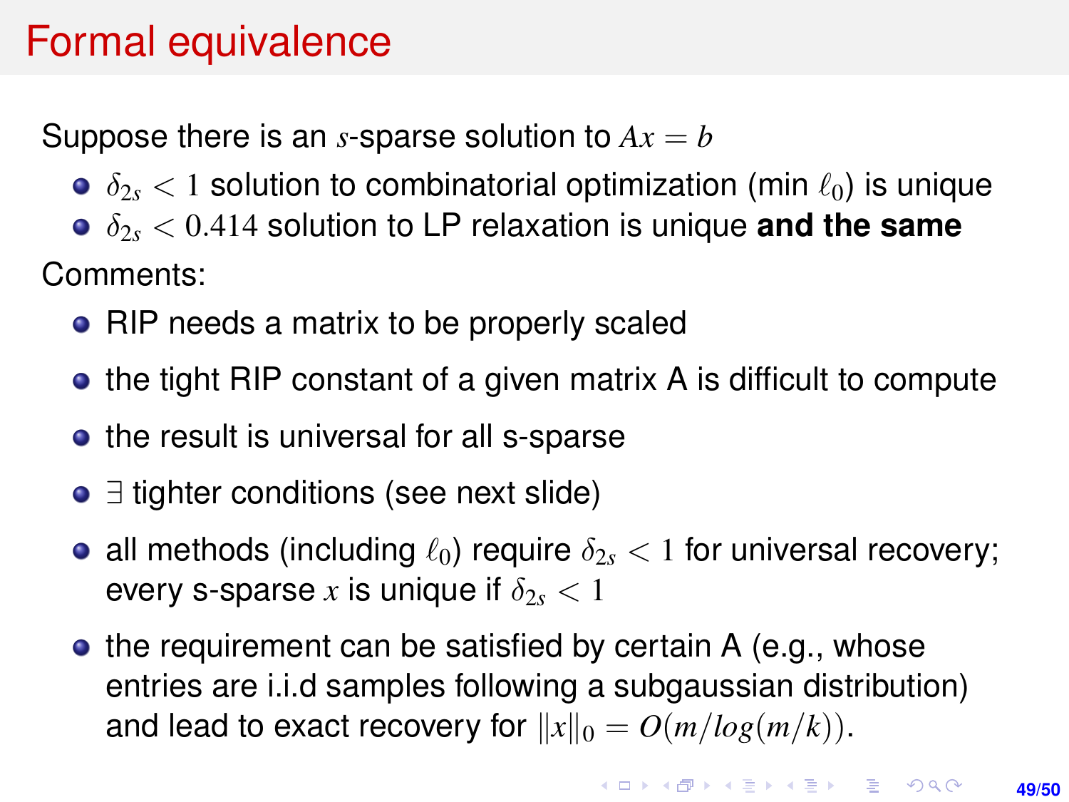# Formal equivalence

Suppose there is an $s$-sparse solution to $Ax = b$

- $\delta_{2s} < 1$ solution to combinatorial optimization (min $\ell_0$) is unique
- $\delta_{2s} < 0.414$ solution to LP relaxation is unique **and the same**

Comments:

- RIP needs a matrix to be properly scaled
- the tight RIP constant of a given matrix A is difficult to compute
- the result is universal for all s-sparse
- $\exists$ tighter conditions (see next slide)
- all methods (including $\ell_0$) require $\delta_{2s} < 1$ for universal recovery; every s-sparse $x$ is unique if $\delta_{2s} < 1$
- the requirement can be satisfied by certain A (e.g., whose entries are i.i.d samples following a subgaussian distribution) and lead to exact recovery for $\|x\|_0 = O(m/log(m/k))$.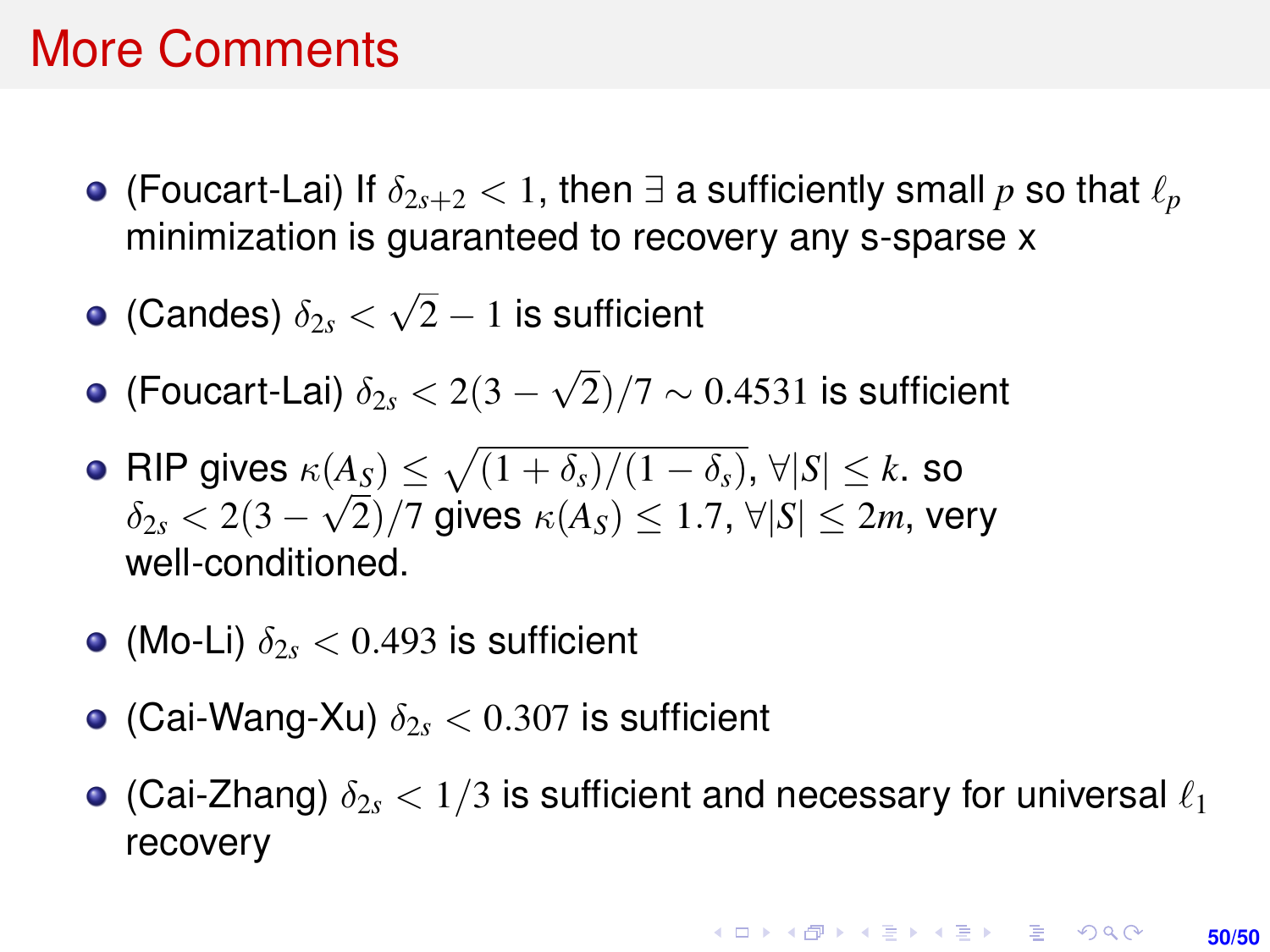# More Comments

- (Foucart-Lai) If $\delta_{2s+2} < 1$, then $\exists$ a sufficiently small $p$ so that $\ell_p$ minimization is guaranteed to recovery any s-sparse x
- (Candes) $\delta_{2s} < \sqrt{2} - 1$ is sufficient
- (Foucart-Lai) $\delta_{2s} < 2(3 - \sqrt{2})/7 \sim 0.4531$ is sufficient
- RIP gives $\kappa(A_S) \leq \sqrt{(1 + \delta_s)/(1 - \delta_s)}$, $\forall |S| \leq k$. so $\delta_{2s} < 2(3 - \sqrt{2})/7$ gives $\kappa(A_S) \leq 1.7$, $\forall |S| \leq 2m$, very well-conditioned.
- (Mo-Li) $\delta_{2s} < 0.493$ is sufficient
- (Cai-Wang-Xu) $\delta_{2s} < 0.307$ is sufficient
- (Cai-Zhang) $\delta_{2s} < 1/3$ is sufficient and necessary for universal $\ell_1$ recovery